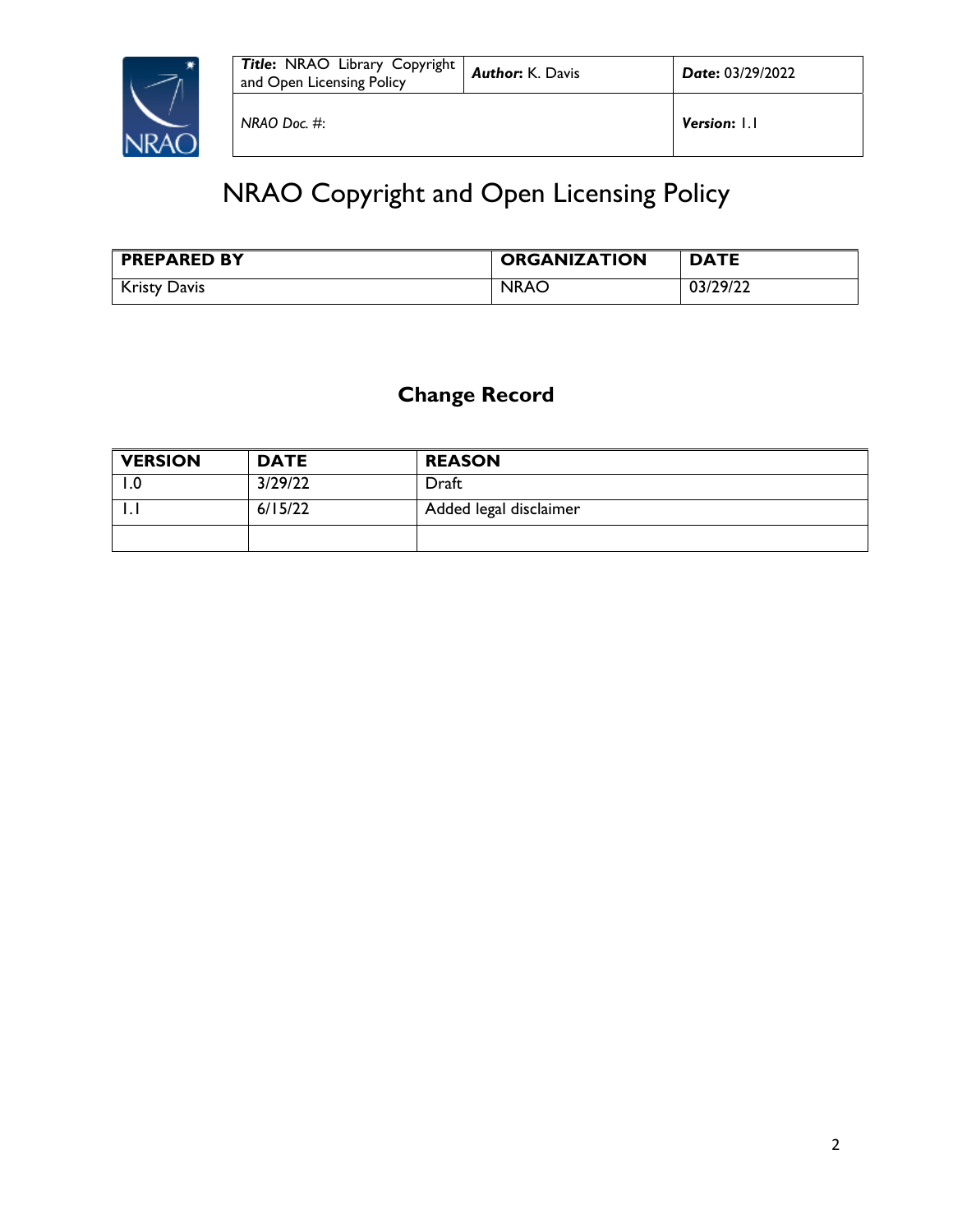| ***Title*: NRAO Library Copyright and Open Licensing Policy** | ***Author*: K. Davis** | ***Date*: 03/29/2022** |
| --- | --- | --- |
| *NRAO Doc. #:* | | ***Version*: 1.1** |

# NRAO Copyright and Open Licensing Policy

| PREPARED BY | ORGANIZATION | DATE |
| --- | --- | --- |
| Kristy Davis | NRAO | 03/29/22 |

## Change Record

| VERSION | DATE | REASON |
| --- | --- | --- |
| 1.0 | 3/29/22 | Draft |
| 1.1 | 6/15/22 | Added legal disclaimer |
| | | |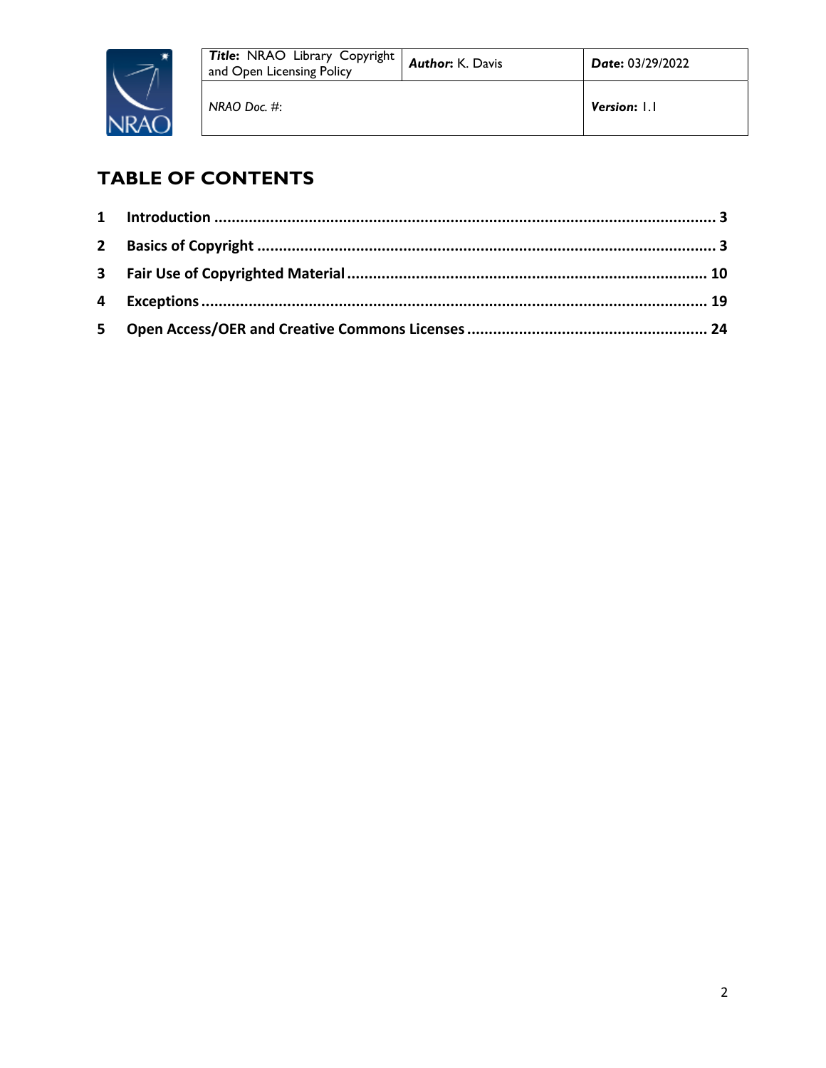# TABLE OF CONTENTS

1 Introduction ........................................................................................................ 3

2 Basics of Copyright ............................................................................................. 3

3 Fair Use of Copyrighted Material ........................................................................ 10

4 Exceptions ......................................................................................................... 19

5 Open Access/OER and Creative Commons Licenses ........................................... 24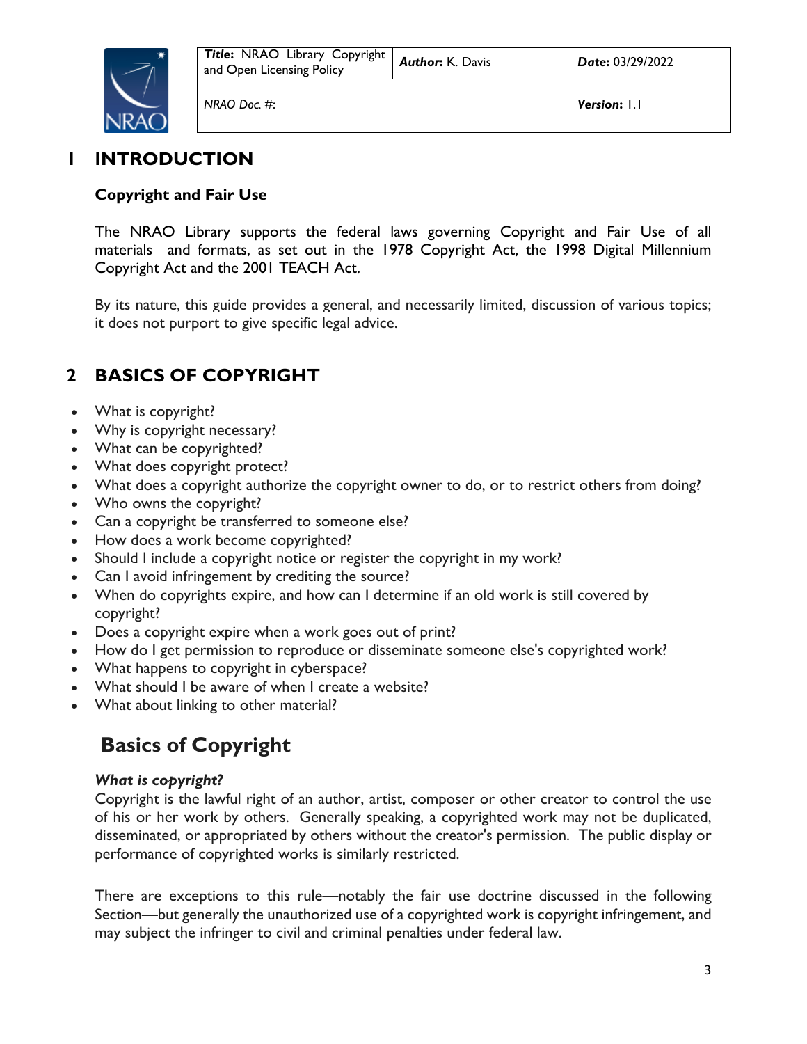# 1 INTRODUCTION

### Copyright and Fair Use

The NRAO Library supports the federal laws governing Copyright and Fair Use of all materials and formats, as set out in the 1978 Copyright Act, the 1998 Digital Millennium Copyright Act and the 2001 TEACH Act.

By its nature, this guide provides a general, and necessarily limited, discussion of various topics; it does not purport to give specific legal advice.

# 2 BASICS OF COPYRIGHT

- What is copyright?
- Why is copyright necessary?
- What can be copyrighted?
- What does copyright protect?
- What does a copyright authorize the copyright owner to do, or to restrict others from doing?
- Who owns the copyright?
- Can a copyright be transferred to someone else?
- How does a work become copyrighted?
- Should I include a copyright notice or register the copyright in my work?
- Can I avoid infringement by crediting the source?
- When do copyrights expire, and how can I determine if an old work is still covered by copyright?
- Does a copyright expire when a work goes out of print?
- How do I get permission to reproduce or disseminate someone else's copyrighted work?
- What happens to copyright in cyberspace?
- What should I be aware of when I create a website?
- What about linking to other material?

## Basics of Copyright

***What is copyright?***

Copyright is the lawful right of an author, artist, composer or other creator to control the use of his or her work by others. Generally speaking, a copyrighted work may not be duplicated, disseminated, or appropriated by others without the creator's permission. The public display or performance of copyrighted works is similarly restricted.

There are exceptions to this rule—notably the fair use doctrine discussed in the following Section—but generally the unauthorized use of a copyrighted work is copyright infringement, and may subject the infringer to civil and criminal penalties under federal law.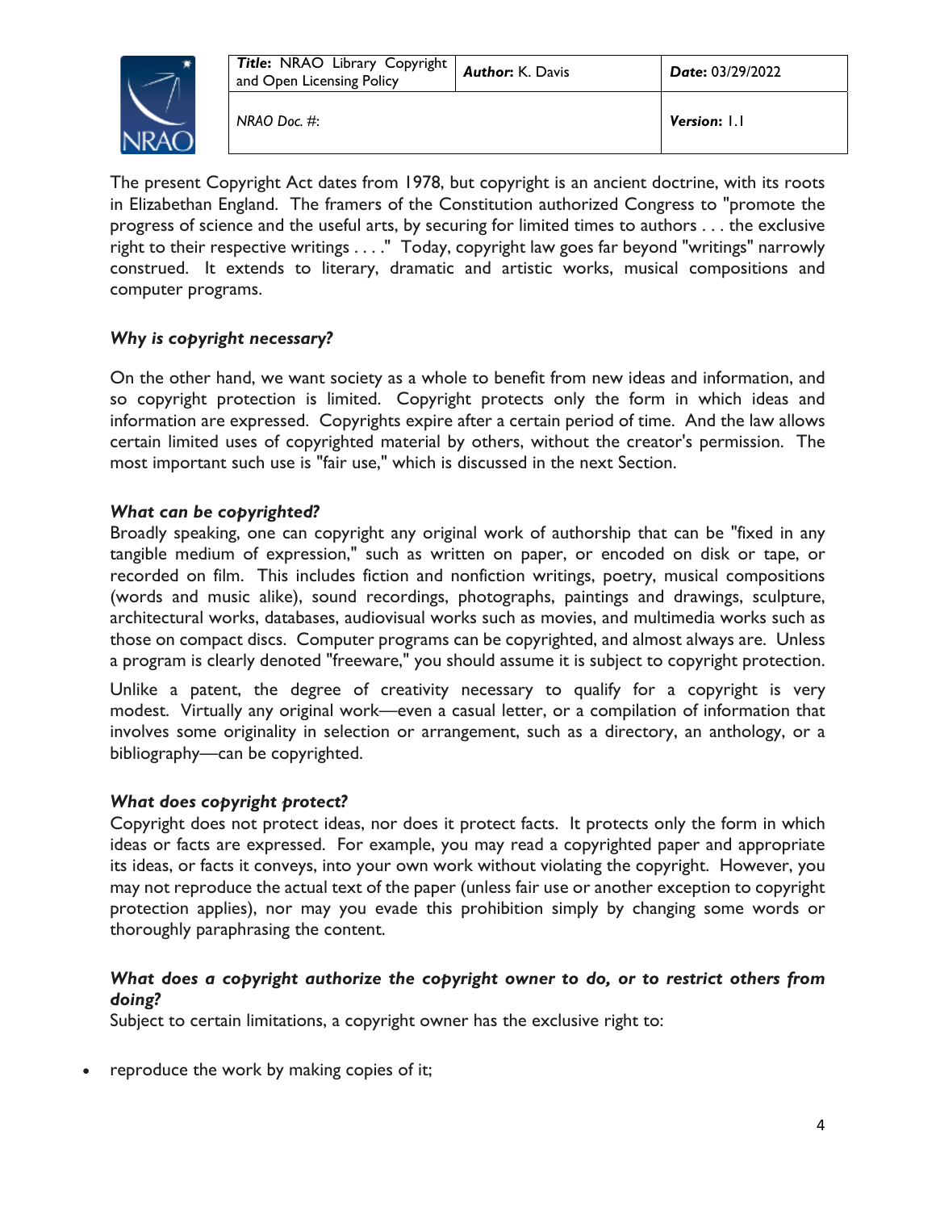The present Copyright Act dates from 1978, but copyright is an ancient doctrine, with its roots in Elizabethan England. The framers of the Constitution authorized Congress to "promote the progress of science and the useful arts, by securing for limited times to authors . . . the exclusive right to their respective writings . . . ." Today, copyright law goes far beyond "writings" narrowly construed. It extends to literary, dramatic and artistic works, musical compositions and computer programs.

### *Why is copyright necessary?*

On the other hand, we want society as a whole to benefit from new ideas and information, and so copyright protection is limited. Copyright protects only the form in which ideas and information are expressed. Copyrights expire after a certain period of time. And the law allows certain limited uses of copyrighted material by others, without the creator's permission. The most important such use is "fair use," which is discussed in the next Section.

### *What can be copyrighted?*

Broadly speaking, one can copyright any original work of authorship that can be "fixed in any tangible medium of expression," such as written on paper, or encoded on disk or tape, or recorded on film. This includes fiction and nonfiction writings, poetry, musical compositions (words and music alike), sound recordings, photographs, paintings and drawings, sculpture, architectural works, databases, audiovisual works such as movies, and multimedia works such as those on compact discs. Computer programs can be copyrighted, and almost always are. Unless a program is clearly denoted "freeware," you should assume it is subject to copyright protection.

Unlike a patent, the degree of creativity necessary to qualify for a copyright is very modest. Virtually any original work—even a casual letter, or a compilation of information that involves some originality in selection or arrangement, such as a directory, an anthology, or a bibliography—can be copyrighted.

### *What does copyright protect?*

Copyright does not protect ideas, nor does it protect facts. It protects only the form in which ideas or facts are expressed. For example, you may read a copyrighted paper and appropriate its ideas, or facts it conveys, into your own work without violating the copyright. However, you may not reproduce the actual text of the paper (unless fair use or another exception to copyright protection applies), nor may you evade this prohibition simply by changing some words or thoroughly paraphrasing the content.

### *What does a copyright authorize the copyright owner to do, or to restrict others from doing?*

Subject to certain limitations, a copyright owner has the exclusive right to:

- reproduce the work by making copies of it;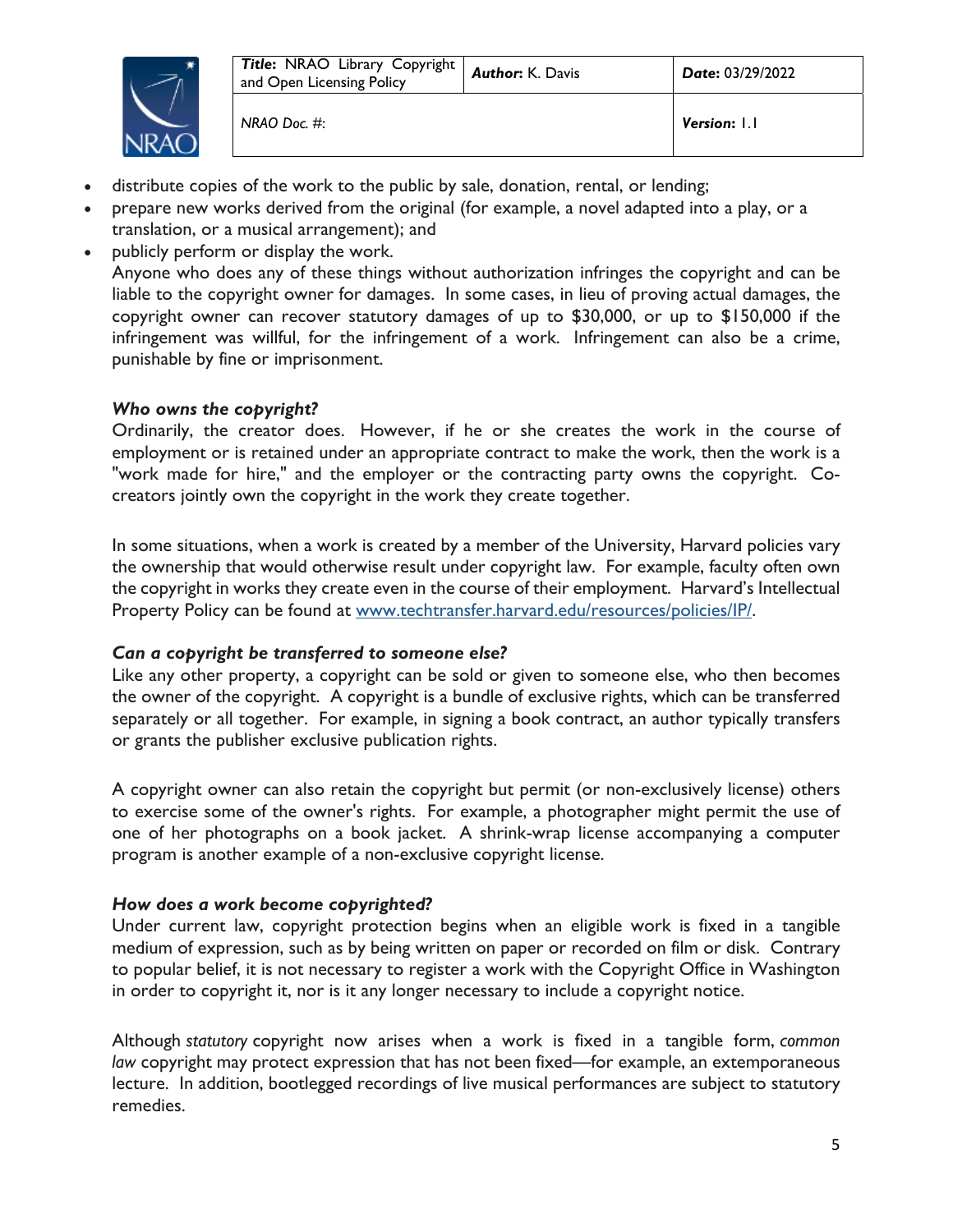- distribute copies of the work to the public by sale, donation, rental, or lending;
- prepare new works derived from the original (for example, a novel adapted into a play, or a translation, or a musical arrangement); and
- publicly perform or display the work.

  Anyone who does any of these things without authorization infringes the copyright and can be liable to the copyright owner for damages. In some cases, in lieu of proving actual damages, the copyright owner can recover statutory damages of up to $30,000, or up to $150,000 if the infringement was willful, for the infringement of a work. Infringement can also be a crime, punishable by fine or imprisonment.

### *Who owns the copyright?*

Ordinarily, the creator does. However, if he or she creates the work in the course of employment or is retained under an appropriate contract to make the work, then the work is a "work made for hire," and the employer or the contracting party owns the copyright. Co-creators jointly own the copyright in the work they create together.

In some situations, when a work is created by a member of the University, Harvard policies vary the ownership that would otherwise result under copyright law. For example, faculty often own the copyright in works they create even in the course of their employment. Harvard's Intellectual Property Policy can be found at [www.techtransfer.harvard.edu/resources/policies/IP/](www.techtransfer.harvard.edu/resources/policies/IP/).

### *Can a copyright be transferred to someone else?*

Like any other property, a copyright can be sold or given to someone else, who then becomes the owner of the copyright. A copyright is a bundle of exclusive rights, which can be transferred separately or all together. For example, in signing a book contract, an author typically transfers or grants the publisher exclusive publication rights.

A copyright owner can also retain the copyright but permit (or non-exclusively license) others to exercise some of the owner's rights. For example, a photographer might permit the use of one of her photographs on a book jacket. A shrink-wrap license accompanying a computer program is another example of a non-exclusive copyright license.

### *How does a work become copyrighted?*

Under current law, copyright protection begins when an eligible work is fixed in a tangible medium of expression, such as by being written on paper or recorded on film or disk. Contrary to popular belief, it is not necessary to register a work with the Copyright Office in Washington in order to copyright it, nor is it any longer necessary to include a copyright notice.

Although *statutory* copyright now arises when a work is fixed in a tangible form, *common law* copyright may protect expression that has not been fixed—for example, an extemporaneous lecture. In addition, bootlegged recordings of live musical performances are subject to statutory remedies.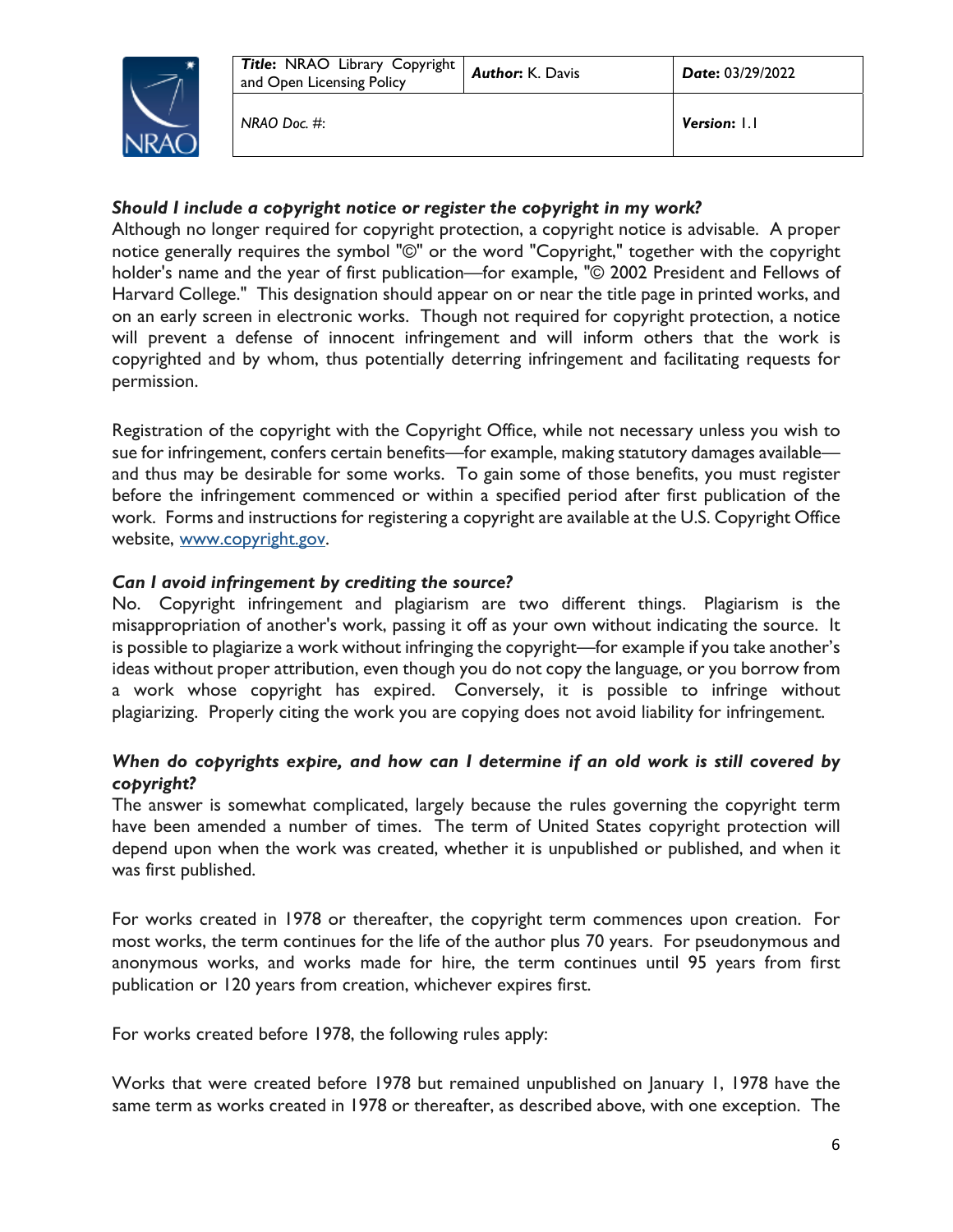***Should I include a copyright notice or register the copyright in my work?***

Although no longer required for copyright protection, a copyright notice is advisable. A proper notice generally requires the symbol "©" or the word "Copyright," together with the copyright holder's name and the year of first publication—for example, "© 2002 President and Fellows of Harvard College." This designation should appear on or near the title page in printed works, and on an early screen in electronic works. Though not required for copyright protection, a notice will prevent a defense of innocent infringement and will inform others that the work is copyrighted and by whom, thus potentially deterring infringement and facilitating requests for permission.

Registration of the copyright with the Copyright Office, while not necessary unless you wish to sue for infringement, confers certain benefits—for example, making statutory damages available—and thus may be desirable for some works. To gain some of those benefits, you must register before the infringement commenced or within a specified period after first publication of the work. Forms and instructions for registering a copyright are available at the U.S. Copyright Office website, [www.copyright.gov](http://www.copyright.gov).

***Can I avoid infringement by crediting the source?***

No. Copyright infringement and plagiarism are two different things. Plagiarism is the misappropriation of another's work, passing it off as your own without indicating the source. It is possible to plagiarize a work without infringing the copyright—for example if you take another's ideas without proper attribution, even though you do not copy the language, or you borrow from a work whose copyright has expired. Conversely, it is possible to infringe without plagiarizing. Properly citing the work you are copying does not avoid liability for infringement.

***When do copyrights expire, and how can I determine if an old work is still covered by copyright?***

The answer is somewhat complicated, largely because the rules governing the copyright term have been amended a number of times. The term of United States copyright protection will depend upon when the work was created, whether it is unpublished or published, and when it was first published.

For works created in 1978 or thereafter, the copyright term commences upon creation. For most works, the term continues for the life of the author plus 70 years. For pseudonymous and anonymous works, and works made for hire, the term continues until 95 years from first publication or 120 years from creation, whichever expires first.

For works created before 1978, the following rules apply:

Works that were created before 1978 but remained unpublished on January 1, 1978 have the same term as works created in 1978 or thereafter, as described above, with one exception. The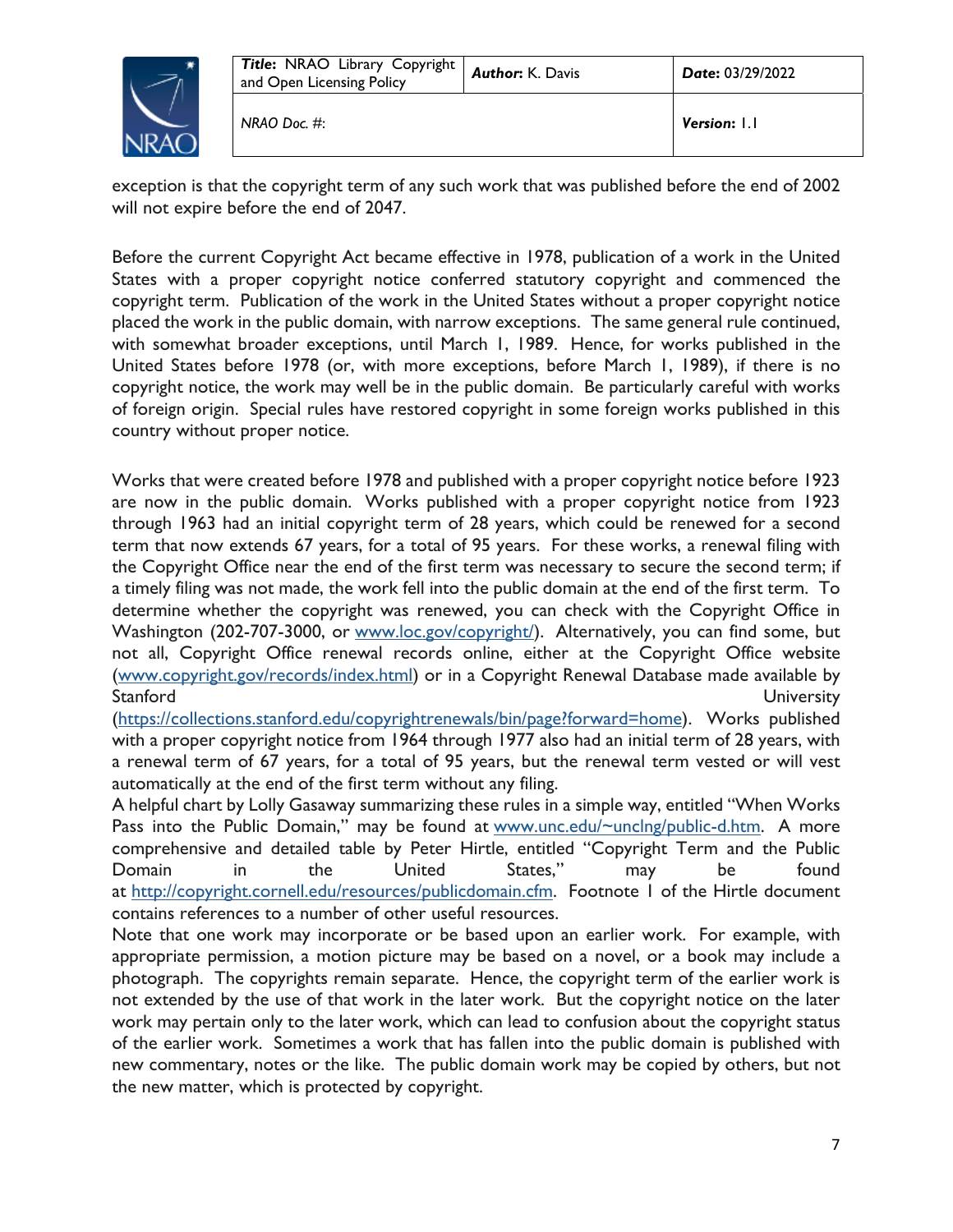exception is that the copyright term of any such work that was published before the end of 2002 will not expire before the end of 2047.

Before the current Copyright Act became effective in 1978, publication of a work in the United States with a proper copyright notice conferred statutory copyright and commenced the copyright term. Publication of the work in the United States without a proper copyright notice placed the work in the public domain, with narrow exceptions. The same general rule continued, with somewhat broader exceptions, until March 1, 1989. Hence, for works published in the United States before 1978 (or, with more exceptions, before March 1, 1989), if there is no copyright notice, the work may well be in the public domain. Be particularly careful with works of foreign origin. Special rules have restored copyright in some foreign works published in this country without proper notice.

Works that were created before 1978 and published with a proper copyright notice before 1923 are now in the public domain. Works published with a proper copyright notice from 1923 through 1963 had an initial copyright term of 28 years, which could be renewed for a second term that now extends 67 years, for a total of 95 years. For these works, a renewal filing with the Copyright Office near the end of the first term was necessary to secure the second term; if a timely filing was not made, the work fell into the public domain at the end of the first term. To determine whether the copyright was renewed, you can check with the Copyright Office in Washington (202-707-3000, or [www.loc.gov/copyright/](www.loc.gov/copyright/)). Alternatively, you can find some, but not all, Copyright Office renewal records online, either at the Copyright Office website ([www.copyright.gov/records/index.html](www.copyright.gov/records/index.html)) or in a Copyright Renewal Database made available by Stanford University ([https://collections.stanford.edu/copyrightrenewals/bin/page?forward=home](https://collections.stanford.edu/copyrightrenewals/bin/page?forward=home)). Works published with a proper copyright notice from 1964 through 1977 also had an initial term of 28 years, with a renewal term of 67 years, for a total of 95 years, but the renewal term vested or will vest automatically at the end of the first term without any filing.

A helpful chart by Lolly Gasaway summarizing these rules in a simple way, entitled "When Works Pass into the Public Domain," may be found at [www.unc.edu/~unclng/public-d.htm](www.unc.edu/~unclng/public-d.htm). A more comprehensive and detailed table by Peter Hirtle, entitled "Copyright Term and the Public Domain in the United States," may be found at [http://copyright.cornell.edu/resources/publicdomain.cfm](http://copyright.cornell.edu/resources/publicdomain.cfm). Footnote 1 of the Hirtle document contains references to a number of other useful resources.

Note that one work may incorporate or be based upon an earlier work. For example, with appropriate permission, a motion picture may be based on a novel, or a book may include a photograph. The copyrights remain separate. Hence, the copyright term of the earlier work is not extended by the use of that work in the later work. But the copyright notice on the later work may pertain only to the later work, which can lead to confusion about the copyright status of the earlier work. Sometimes a work that has fallen into the public domain is published with new commentary, notes or the like. The public domain work may be copied by others, but not the new matter, which is protected by copyright.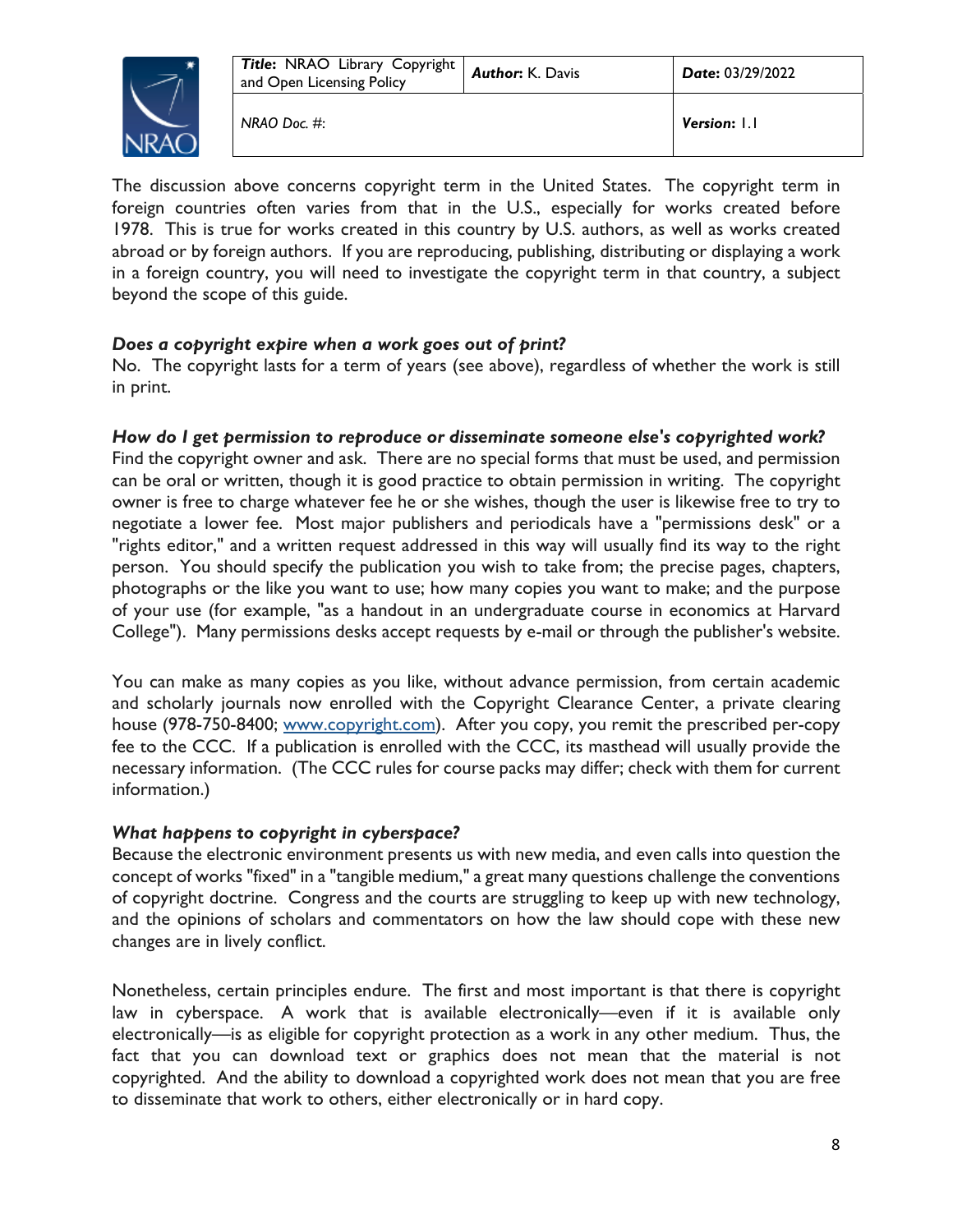The discussion above concerns copyright term in the United States. The copyright term in foreign countries often varies from that in the U.S., especially for works created before 1978. This is true for works created in this country by U.S. authors, as well as works created abroad or by foreign authors. If you are reproducing, publishing, distributing or displaying a work in a foreign country, you will need to investigate the copyright term in that country, a subject beyond the scope of this guide.

***Does a copyright expire when a work goes out of print?***
No. The copyright lasts for a term of years (see above), regardless of whether the work is still in print.

***How do I get permission to reproduce or disseminate someone else's copyrighted work?***
Find the copyright owner and ask. There are no special forms that must be used, and permission can be oral or written, though it is good practice to obtain permission in writing. The copyright owner is free to charge whatever fee he or she wishes, though the user is likewise free to try to negotiate a lower fee. Most major publishers and periodicals have a "permissions desk" or a "rights editor," and a written request addressed in this way will usually find its way to the right person. You should specify the publication you wish to take from; the precise pages, chapters, photographs or the like you want to use; how many copies you want to make; and the purpose of your use (for example, "as a handout in an undergraduate course in economics at Harvard College"). Many permissions desks accept requests by e-mail or through the publisher's website.

You can make as many copies as you like, without advance permission, from certain academic and scholarly journals now enrolled with the Copyright Clearance Center, a private clearing house (978-750-8400; [www.copyright.com](http://www.copyright.com)). After you copy, you remit the prescribed per-copy fee to the CCC. If a publication is enrolled with the CCC, its masthead will usually provide the necessary information. (The CCC rules for course packs may differ; check with them for current information.)

***What happens to copyright in cyberspace?***
Because the electronic environment presents us with new media, and even calls into question the concept of works "fixed" in a "tangible medium," a great many questions challenge the conventions of copyright doctrine. Congress and the courts are struggling to keep up with new technology, and the opinions of scholars and commentators on how the law should cope with these new changes are in lively conflict.

Nonetheless, certain principles endure. The first and most important is that there is copyright law in cyberspace. A work that is available electronically—even if it is available only electronically—is as eligible for copyright protection as a work in any other medium. Thus, the fact that you can download text or graphics does not mean that the material is not copyrighted. And the ability to download a copyrighted work does not mean that you are free to disseminate that work to others, either electronically or in hard copy.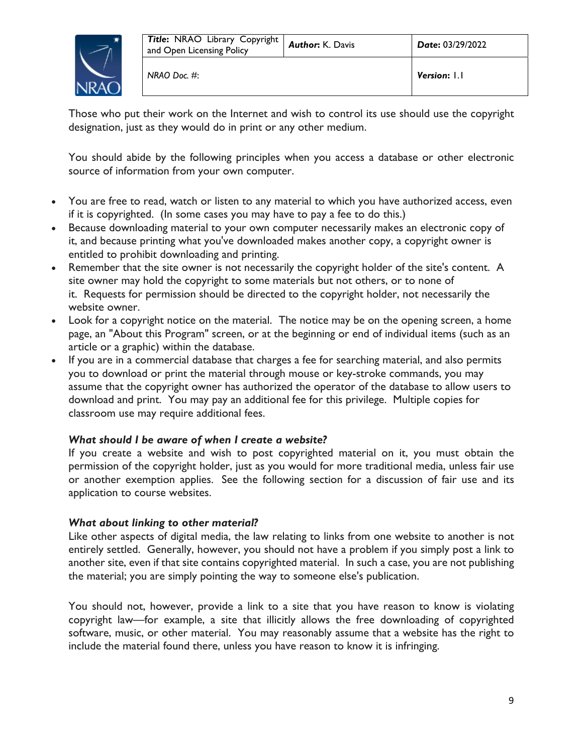Those who put their work on the Internet and wish to control its use should use the copyright designation, just as they would do in print or any other medium.

You should abide by the following principles when you access a database or other electronic source of information from your own computer.

- You are free to read, watch or listen to any material to which you have authorized access, even if it is copyrighted. (In some cases you may have to pay a fee to do this.)
- Because downloading material to your own computer necessarily makes an electronic copy of it, and because printing what you've downloaded makes another copy, a copyright owner is entitled to prohibit downloading and printing.
- Remember that the site owner is not necessarily the copyright holder of the site's content. A site owner may hold the copyright to some materials but not others, or to none of it. Requests for permission should be directed to the copyright holder, not necessarily the website owner.
- Look for a copyright notice on the material. The notice may be on the opening screen, a home page, an "About this Program" screen, or at the beginning or end of individual items (such as an article or a graphic) within the database.
- If you are in a commercial database that charges a fee for searching material, and also permits you to download or print the material through mouse or key-stroke commands, you may assume that the copyright owner has authorized the operator of the database to allow users to download and print. You may pay an additional fee for this privilege. Multiple copies for classroom use may require additional fees.

***What should I be aware of when I create a website?***

If you create a website and wish to post copyrighted material on it, you must obtain the permission of the copyright holder, just as you would for more traditional media, unless fair use or another exemption applies. See the following section for a discussion of fair use and its application to course websites.

***What about linking to other material?***

Like other aspects of digital media, the law relating to links from one website to another is not entirely settled. Generally, however, you should not have a problem if you simply post a link to another site, even if that site contains copyrighted material. In such a case, you are not publishing the material; you are simply pointing the way to someone else's publication.

You should not, however, provide a link to a site that you have reason to know is violating copyright law—for example, a site that illicitly allows the free downloading of copyrighted software, music, or other material. You may reasonably assume that a website has the right to include the material found there, unless you have reason to know it is infringing.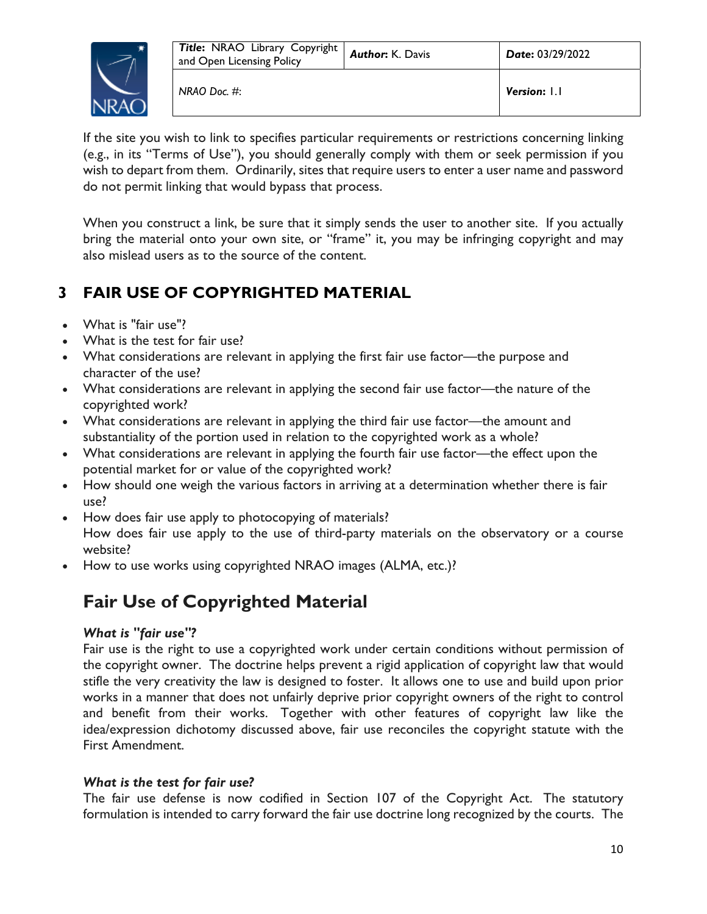If the site you wish to link to specifies particular requirements or restrictions concerning linking (e.g., in its "Terms of Use"), you should generally comply with them or seek permission if you wish to depart from them. Ordinarily, sites that require users to enter a user name and password do not permit linking that would bypass that process.

When you construct a link, be sure that it simply sends the user to another site. If you actually bring the material onto your own site, or "frame" it, you may be infringing copyright and may also mislead users as to the source of the content.

# 3 FAIR USE OF COPYRIGHTED MATERIAL

- What is "fair use"?
- What is the test for fair use?
- What considerations are relevant in applying the first fair use factor—the purpose and character of the use?
- What considerations are relevant in applying the second fair use factor—the nature of the copyrighted work?
- What considerations are relevant in applying the third fair use factor—the amount and substantiality of the portion used in relation to the copyrighted work as a whole?
- What considerations are relevant in applying the fourth fair use factor—the effect upon the potential market for or value of the copyrighted work?
- How should one weigh the various factors in arriving at a determination whether there is fair use?
- How does fair use apply to photocopying of materials?
  How does fair use apply to the use of third-party materials on the observatory or a course website?
- How to use works using copyrighted NRAO images (ALMA, etc.)?

## Fair Use of Copyrighted Material

***What is "fair use"?***

Fair use is the right to use a copyrighted work under certain conditions without permission of the copyright owner. The doctrine helps prevent a rigid application of copyright law that would stifle the very creativity the law is designed to foster. It allows one to use and build upon prior works in a manner that does not unfairly deprive prior copyright owners of the right to control and benefit from their works. Together with other features of copyright law like the idea/expression dichotomy discussed above, fair use reconciles the copyright statute with the First Amendment.

***What is the test for fair use?***

The fair use defense is now codified in Section 107 of the Copyright Act. The statutory formulation is intended to carry forward the fair use doctrine long recognized by the courts. The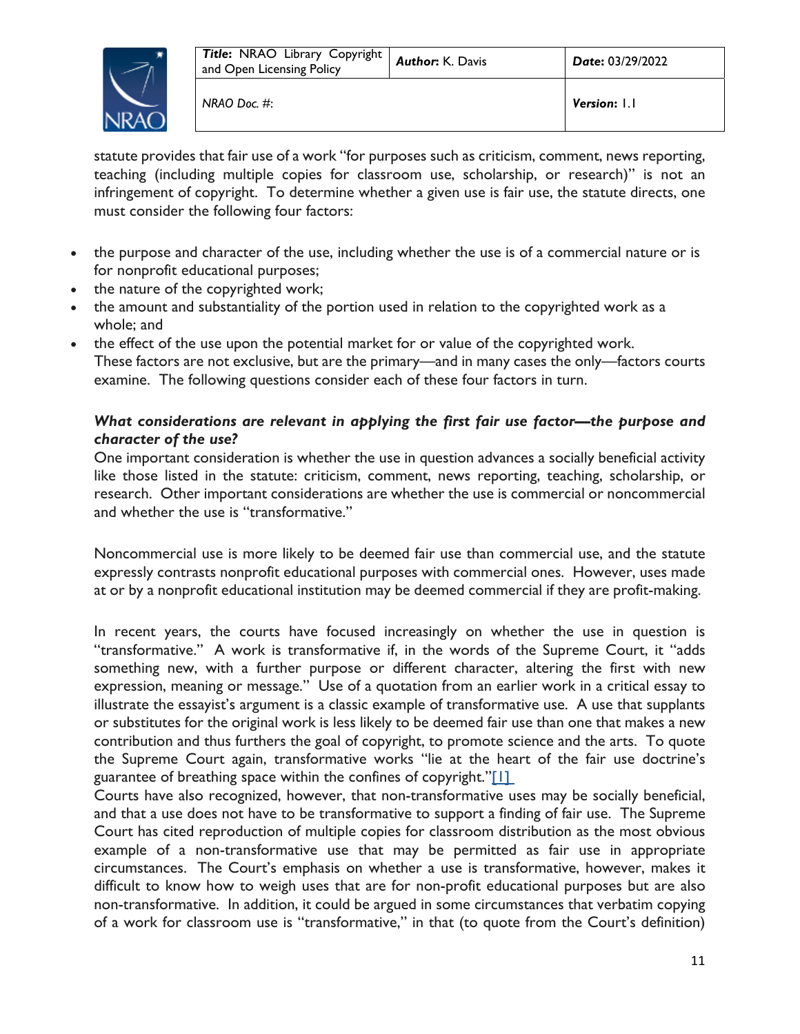statute provides that fair use of a work "for purposes such as criticism, comment, news reporting, teaching (including multiple copies for classroom use, scholarship, or research)" is not an infringement of copyright. To determine whether a given use is fair use, the statute directs, one must consider the following four factors:

- the purpose and character of the use, including whether the use is of a commercial nature or is for nonprofit educational purposes;
- the nature of the copyrighted work;
- the amount and substantiality of the portion used in relation to the copyrighted work as a whole; and
- the effect of the use upon the potential market for or value of the copyrighted work.

These factors are not exclusive, but are the primary—and in many cases the only—factors courts examine. The following questions consider each of these four factors in turn.

***What considerations are relevant in applying the first fair use factor—the purpose and character of the use?***

One important consideration is whether the use in question advances a socially beneficial activity like those listed in the statute: criticism, comment, news reporting, teaching, scholarship, or research. Other important considerations are whether the use is commercial or noncommercial and whether the use is "transformative."

Noncommercial use is more likely to be deemed fair use than commercial use, and the statute expressly contrasts nonprofit educational purposes with commercial ones. However, uses made at or by a nonprofit educational institution may be deemed commercial if they are profit-making.

In recent years, the courts have focused increasingly on whether the use in question is "transformative." A work is transformative if, in the words of the Supreme Court, it "adds something new, with a further purpose or different character, altering the first with new expression, meaning or message." Use of a quotation from an earlier work in a critical essay to illustrate the essayist's argument is a classic example of transformative use. A use that supplants or substitutes for the original work is less likely to be deemed fair use than one that makes a new contribution and thus furthers the goal of copyright, to promote science and the arts. To quote the Supreme Court again, transformative works "lie at the heart of the fair use doctrine's guarantee of breathing space within the confines of copyright."[1]

Courts have also recognized, however, that non-transformative uses may be socially beneficial, and that a use does not have to be transformative to support a finding of fair use. The Supreme Court has cited reproduction of multiple copies for classroom distribution as the most obvious example of a non-transformative use that may be permitted as fair use in appropriate circumstances. The Court's emphasis on whether a use is transformative, however, makes it difficult to know how to weigh uses that are for non-profit educational purposes but are also non-transformative. In addition, it could be argued in some circumstances that verbatim copying of a work for classroom use is "transformative," in that (to quote from the Court's definition)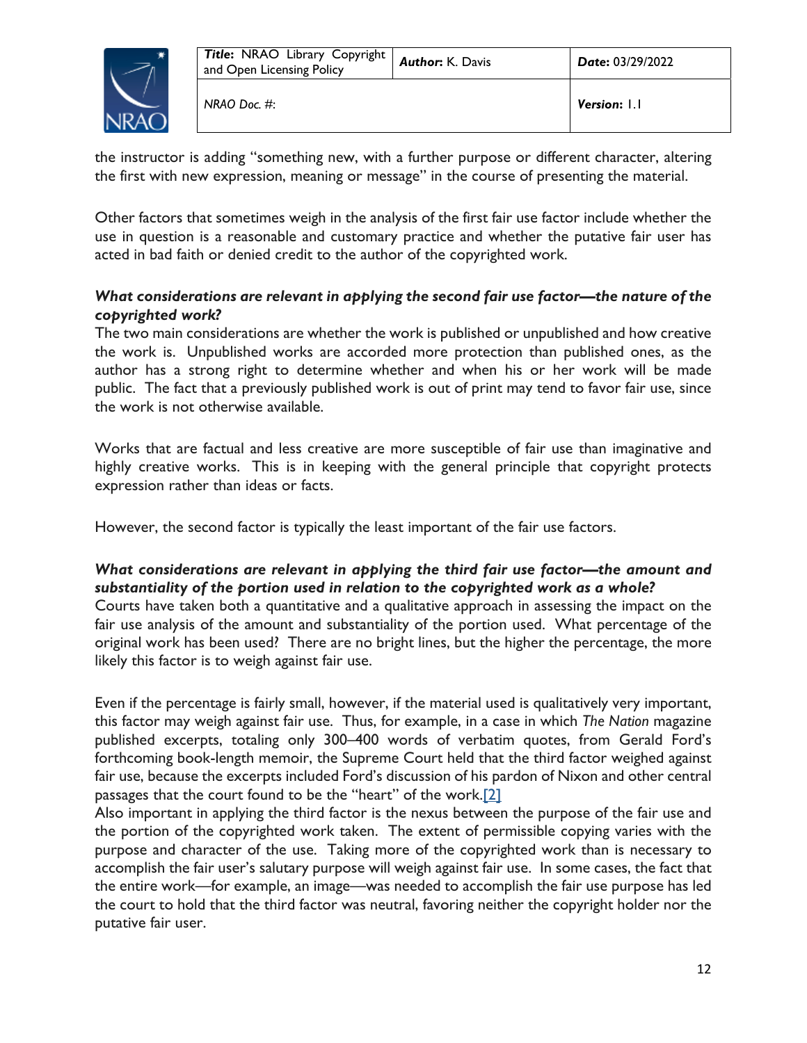the instructor is adding "something new, with a further purpose or different character, altering the first with new expression, meaning or message" in the course of presenting the material.

Other factors that sometimes weigh in the analysis of the first fair use factor include whether the use in question is a reasonable and customary practice and whether the putative fair user has acted in bad faith or denied credit to the author of the copyrighted work.

***What considerations are relevant in applying the second fair use factor—the nature of the copyrighted work?***

The two main considerations are whether the work is published or unpublished and how creative the work is. Unpublished works are accorded more protection than published ones, as the author has a strong right to determine whether and when his or her work will be made public. The fact that a previously published work is out of print may tend to favor fair use, since the work is not otherwise available.

Works that are factual and less creative are more susceptible of fair use than imaginative and highly creative works. This is in keeping with the general principle that copyright protects expression rather than ideas or facts.

However, the second factor is typically the least important of the fair use factors.

***What considerations are relevant in applying the third fair use factor—the amount and substantiality of the portion used in relation to the copyrighted work as a whole?***

Courts have taken both a quantitative and a qualitative approach in assessing the impact on the fair use analysis of the amount and substantiality of the portion used. What percentage of the original work has been used? There are no bright lines, but the higher the percentage, the more likely this factor is to weigh against fair use.

Even if the percentage is fairly small, however, if the material used is qualitatively very important, this factor may weigh against fair use. Thus, for example, in a case in which *The Nation* magazine published excerpts, totaling only 300–400 words of verbatim quotes, from Gerald Ford's forthcoming book-length memoir, the Supreme Court held that the third factor weighed against fair use, because the excerpts included Ford's discussion of his pardon of Nixon and other central passages that the court found to be the "heart" of the work.[2]

Also important in applying the third factor is the nexus between the purpose of the fair use and the portion of the copyrighted work taken. The extent of permissible copying varies with the purpose and character of the use. Taking more of the copyrighted work than is necessary to accomplish the fair user's salutary purpose will weigh against fair use. In some cases, the fact that the entire work—for example, an image—was needed to accomplish the fair use purpose has led the court to hold that the third factor was neutral, favoring neither the copyright holder nor the putative fair user.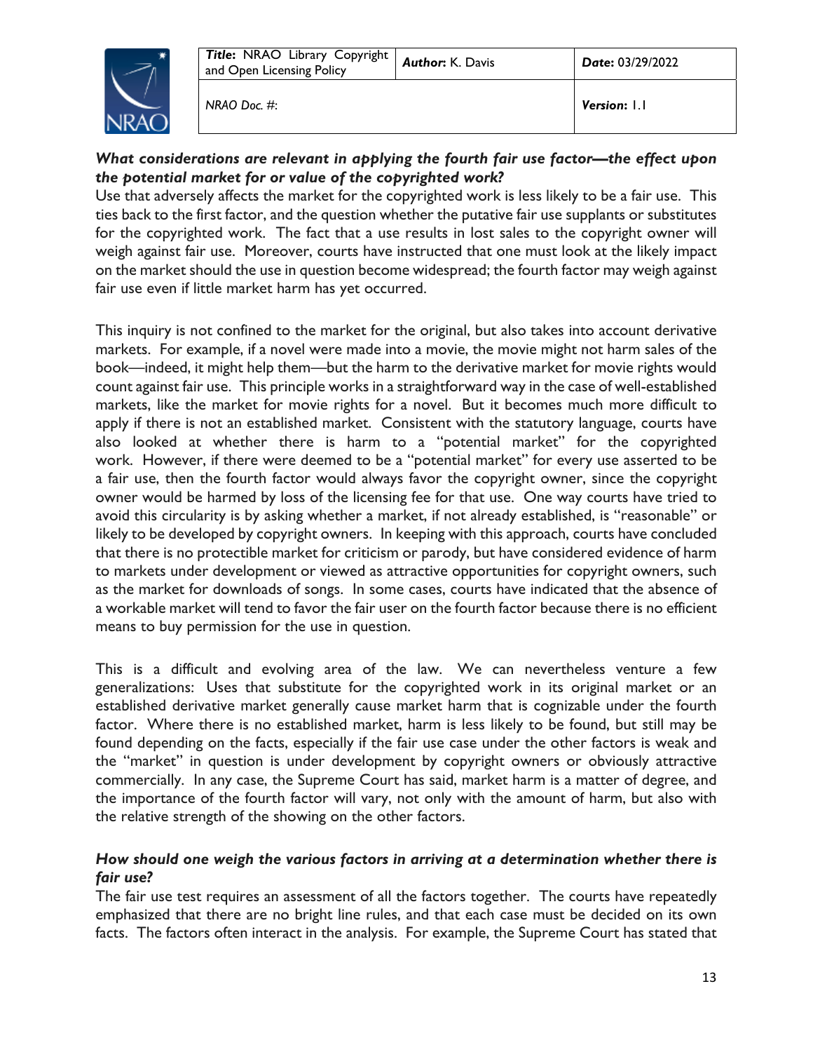***What considerations are relevant in applying the fourth fair use factor—the effect upon the potential market for or value of the copyrighted work?***

Use that adversely affects the market for the copyrighted work is less likely to be a fair use. This ties back to the first factor, and the question whether the putative fair use supplants or substitutes for the copyrighted work. The fact that a use results in lost sales to the copyright owner will weigh against fair use. Moreover, courts have instructed that one must look at the likely impact on the market should the use in question become widespread; the fourth factor may weigh against fair use even if little market harm has yet occurred.

This inquiry is not confined to the market for the original, but also takes into account derivative markets. For example, if a novel were made into a movie, the movie might not harm sales of the book—indeed, it might help them—but the harm to the derivative market for movie rights would count against fair use. This principle works in a straightforward way in the case of well-established markets, like the market for movie rights for a novel. But it becomes much more difficult to apply if there is not an established market. Consistent with the statutory language, courts have also looked at whether there is harm to a "potential market" for the copyrighted work. However, if there were deemed to be a "potential market" for every use asserted to be a fair use, then the fourth factor would always favor the copyright owner, since the copyright owner would be harmed by loss of the licensing fee for that use. One way courts have tried to avoid this circularity is by asking whether a market, if not already established, is "reasonable" or likely to be developed by copyright owners. In keeping with this approach, courts have concluded that there is no protectible market for criticism or parody, but have considered evidence of harm to markets under development or viewed as attractive opportunities for copyright owners, such as the market for downloads of songs. In some cases, courts have indicated that the absence of a workable market will tend to favor the fair user on the fourth factor because there is no efficient means to buy permission for the use in question.

This is a difficult and evolving area of the law. We can nevertheless venture a few generalizations: Uses that substitute for the copyrighted work in its original market or an established derivative market generally cause market harm that is cognizable under the fourth factor. Where there is no established market, harm is less likely to be found, but still may be found depending on the facts, especially if the fair use case under the other factors is weak and the "market" in question is under development by copyright owners or obviously attractive commercially. In any case, the Supreme Court has said, market harm is a matter of degree, and the importance of the fourth factor will vary, not only with the amount of harm, but also with the relative strength of the showing on the other factors.

***How should one weigh the various factors in arriving at a determination whether there is fair use?***

The fair use test requires an assessment of all the factors together. The courts have repeatedly emphasized that there are no bright line rules, and that each case must be decided on its own facts. The factors often interact in the analysis. For example, the Supreme Court has stated that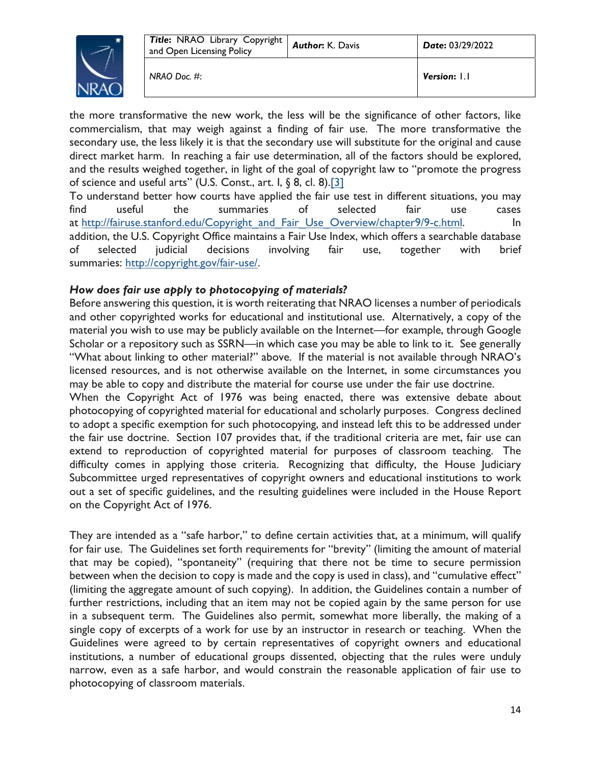the more transformative the new work, the less will be the significance of other factors, like commercialism, that may weigh against a finding of fair use. The more transformative the secondary use, the less likely it is that the secondary use will substitute for the original and cause direct market harm. In reaching a fair use determination, all of the factors should be explored, and the results weighed together, in light of the goal of copyright law to "promote the progress of science and useful arts" (U.S. Const., art. I, § 8, cl. 8).[3]

To understand better how courts have applied the fair use test in different situations, you may find useful the summaries of selected fair use cases at http://fairuse.stanford.edu/Copyright_and_Fair_Use_Overview/chapter9/9-c.html. In addition, the U.S. Copyright Office maintains a Fair Use Index, which offers a searchable database of selected judicial decisions involving fair use, together with brief summaries: http://copyright.gov/fair-use/.

***How does fair use apply to photocopying of materials?***

Before answering this question, it is worth reiterating that NRAO licenses a number of periodicals and other copyrighted works for educational and institutional use. Alternatively, a copy of the material you wish to use may be publicly available on the Internet—for example, through Google Scholar or a repository such as SSRN—in which case you may be able to link to it. See generally "What about linking to other material?" above. If the material is not available through NRAO's licensed resources, and is not otherwise available on the Internet, in some circumstances you may be able to copy and distribute the material for course use under the fair use doctrine.

When the Copyright Act of 1976 was being enacted, there was extensive debate about photocopying of copyrighted material for educational and scholarly purposes. Congress declined to adopt a specific exemption for such photocopying, and instead left this to be addressed under the fair use doctrine. Section 107 provides that, if the traditional criteria are met, fair use can extend to reproduction of copyrighted material for purposes of classroom teaching. The difficulty comes in applying those criteria. Recognizing that difficulty, the House Judiciary Subcommittee urged representatives of copyright owners and educational institutions to work out a set of specific guidelines, and the resulting guidelines were included in the House Report on the Copyright Act of 1976.

They are intended as a "safe harbor," to define certain activities that, at a minimum, will qualify for fair use. The Guidelines set forth requirements for "brevity" (limiting the amount of material that may be copied), "spontaneity" (requiring that there not be time to secure permission between when the decision to copy is made and the copy is used in class), and "cumulative effect" (limiting the aggregate amount of such copying). In addition, the Guidelines contain a number of further restrictions, including that an item may not be copied again by the same person for use in a subsequent term. The Guidelines also permit, somewhat more liberally, the making of a single copy of excerpts of a work for use by an instructor in research or teaching. When the Guidelines were agreed to by certain representatives of copyright owners and educational institutions, a number of educational groups dissented, objecting that the rules were unduly narrow, even as a safe harbor, and would constrain the reasonable application of fair use to photocopying of classroom materials.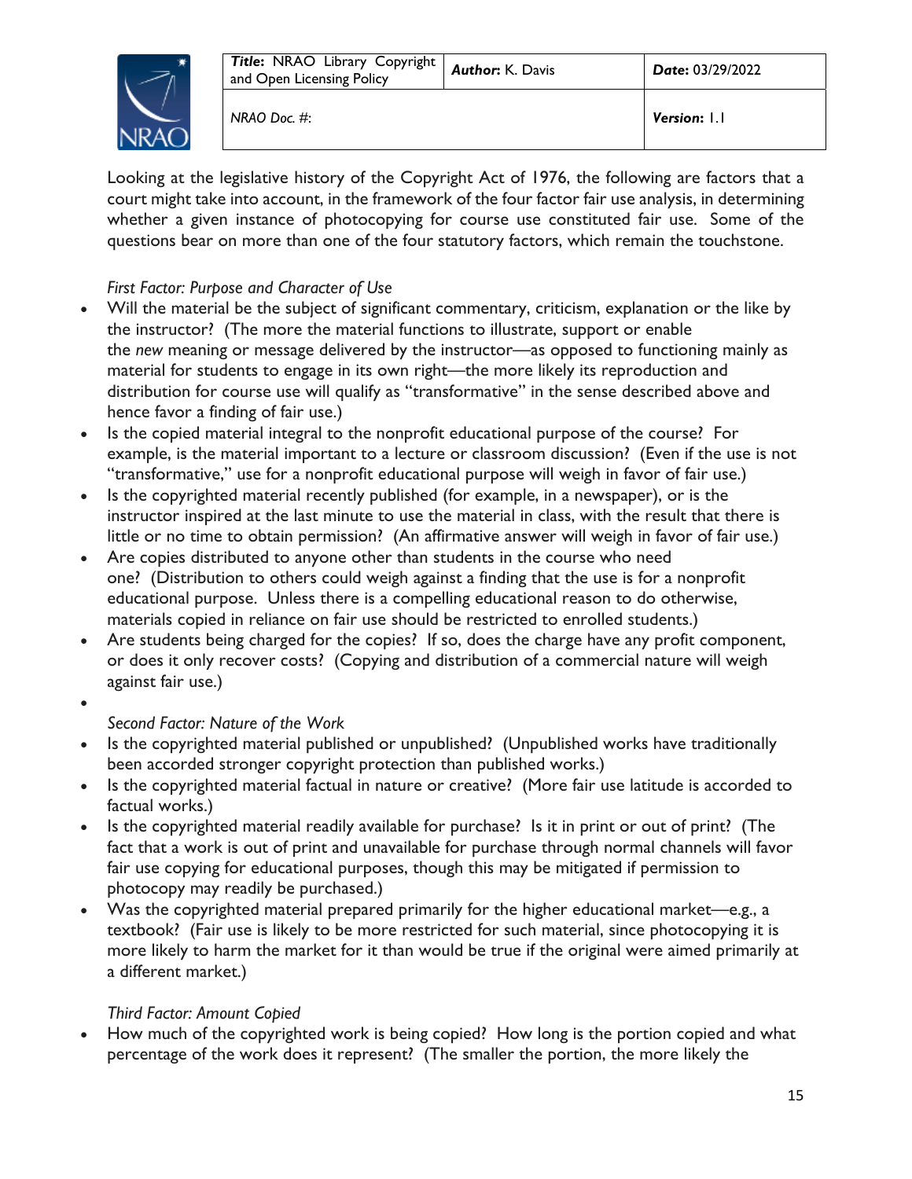Looking at the legislative history of the Copyright Act of 1976, the following are factors that a court might take into account, in the framework of the four factor fair use analysis, in determining whether a given instance of photocopying for course use constituted fair use. Some of the questions bear on more than one of the four statutory factors, which remain the touchstone.

*First Factor: Purpose and Character of Use*

- Will the material be the subject of significant commentary, criticism, explanation or the like by the instructor? (The more the material functions to illustrate, support or enable the *new* meaning or message delivered by the instructor—as opposed to functioning mainly as material for students to engage in its own right—the more likely its reproduction and distribution for course use will qualify as "transformative" in the sense described above and hence favor a finding of fair use.)
- Is the copied material integral to the nonprofit educational purpose of the course? For example, is the material important to a lecture or classroom discussion? (Even if the use is not "transformative," use for a nonprofit educational purpose will weigh in favor of fair use.)
- Is the copyrighted material recently published (for example, in a newspaper), or is the instructor inspired at the last minute to use the material in class, with the result that there is little or no time to obtain permission? (An affirmative answer will weigh in favor of fair use.)
- Are copies distributed to anyone other than students in the course who need one? (Distribution to others could weigh against a finding that the use is for a nonprofit educational purpose. Unless there is a compelling educational reason to do otherwise, materials copied in reliance on fair use should be restricted to enrolled students.)
- Are students being charged for the copies? If so, does the charge have any profit component, or does it only recover costs? (Copying and distribution of a commercial nature will weigh against fair use.)

*Second Factor: Nature of the Work*

- Is the copyrighted material published or unpublished? (Unpublished works have traditionally been accorded stronger copyright protection than published works.)
- Is the copyrighted material factual in nature or creative? (More fair use latitude is accorded to factual works.)
- Is the copyrighted material readily available for purchase? Is it in print or out of print? (The fact that a work is out of print and unavailable for purchase through normal channels will favor fair use copying for educational purposes, though this may be mitigated if permission to photocopy may readily be purchased.)
- Was the copyrighted material prepared primarily for the higher educational market—e.g., a textbook? (Fair use is likely to be more restricted for such material, since photocopying it is more likely to harm the market for it than would be true if the original were aimed primarily at a different market.)

*Third Factor: Amount Copied*

- How much of the copyrighted work is being copied? How long is the portion copied and what percentage of the work does it represent? (The smaller the portion, the more likely the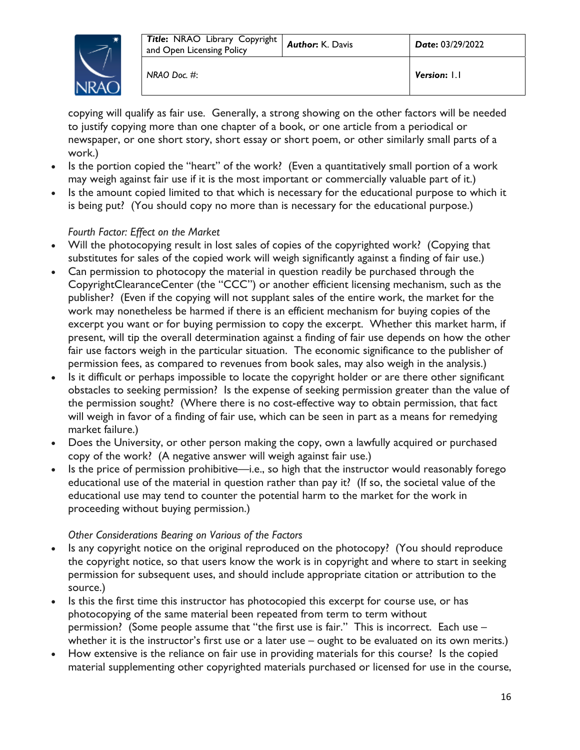copying will qualify as fair use. Generally, a strong showing on the other factors will be needed to justify copying more than one chapter of a book, or one article from a periodical or newspaper, or one short story, short essay or short poem, or other similarly small parts of a work.)

- Is the portion copied the "heart" of the work? (Even a quantitatively small portion of a work may weigh against fair use if it is the most important or commercially valuable part of it.)
- Is the amount copied limited to that which is necessary for the educational purpose to which it is being put? (You should copy no more than is necessary for the educational purpose.)

*Fourth Factor: Effect on the Market*

- Will the photocopying result in lost sales of copies of the copyrighted work? (Copying that substitutes for sales of the copied work will weigh significantly against a finding of fair use.)
- Can permission to photocopy the material in question readily be purchased through the CopyrightClearanceCenter (the "CCC") or another efficient licensing mechanism, such as the publisher? (Even if the copying will not supplant sales of the entire work, the market for the work may nonetheless be harmed if there is an efficient mechanism for buying copies of the excerpt you want or for buying permission to copy the excerpt. Whether this market harm, if present, will tip the overall determination against a finding of fair use depends on how the other fair use factors weigh in the particular situation. The economic significance to the publisher of permission fees, as compared to revenues from book sales, may also weigh in the analysis.)
- Is it difficult or perhaps impossible to locate the copyright holder or are there other significant obstacles to seeking permission? Is the expense of seeking permission greater than the value of the permission sought? (Where there is no cost-effective way to obtain permission, that fact will weigh in favor of a finding of fair use, which can be seen in part as a means for remedying market failure.)
- Does the University, or other person making the copy, own a lawfully acquired or purchased copy of the work? (A negative answer will weigh against fair use.)
- Is the price of permission prohibitive—i.e., so high that the instructor would reasonably forego educational use of the material in question rather than pay it? (If so, the societal value of the educational use may tend to counter the potential harm to the market for the work in proceeding without buying permission.)

*Other Considerations Bearing on Various of the Factors*

- Is any copyright notice on the original reproduced on the photocopy? (You should reproduce the copyright notice, so that users know the work is in copyright and where to start in seeking permission for subsequent uses, and should include appropriate citation or attribution to the source.)
- Is this the first time this instructor has photocopied this excerpt for course use, or has photocopying of the same material been repeated from term to term without permission? (Some people assume that "the first use is fair." This is incorrect. Each use – whether it is the instructor's first use or a later use – ought to be evaluated on its own merits.)
- How extensive is the reliance on fair use in providing materials for this course? Is the copied material supplementing other copyrighted materials purchased or licensed for use in the course,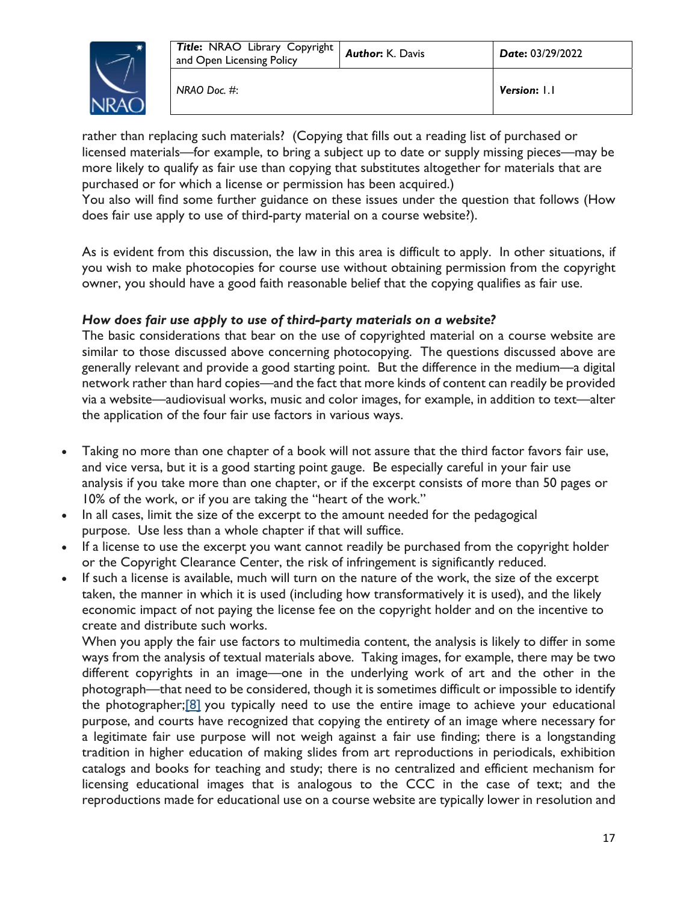rather than replacing such materials? (Copying that fills out a reading list of purchased or licensed materials—for example, to bring a subject up to date or supply missing pieces—may be more likely to qualify as fair use than copying that substitutes altogether for materials that are purchased or for which a license or permission has been acquired.)
You also will find some further guidance on these issues under the question that follows (How does fair use apply to use of third-party material on a course website?).

As is evident from this discussion, the law in this area is difficult to apply. In other situations, if you wish to make photocopies for course use without obtaining permission from the copyright owner, you should have a good faith reasonable belief that the copying qualifies as fair use.

***How does fair use apply to use of third-party materials on a website?***
The basic considerations that bear on the use of copyrighted material on a course website are similar to those discussed above concerning photocopying. The questions discussed above are generally relevant and provide a good starting point. But the difference in the medium—a digital network rather than hard copies—and the fact that more kinds of content can readily be provided via a website—audiovisual works, music and color images, for example, in addition to text—alter the application of the four fair use factors in various ways.

- Taking no more than one chapter of a book will not assure that the third factor favors fair use, and vice versa, but it is a good starting point gauge. Be especially careful in your fair use analysis if you take more than one chapter, or if the excerpt consists of more than 50 pages or 10% of the work, or if you are taking the "heart of the work."
- In all cases, limit the size of the excerpt to the amount needed for the pedagogical purpose. Use less than a whole chapter if that will suffice.
- If a license to use the excerpt you want cannot readily be purchased from the copyright holder or the Copyright Clearance Center, the risk of infringement is significantly reduced.
- If such a license is available, much will turn on the nature of the work, the size of the excerpt taken, the manner in which it is used (including how transformatively it is used), and the likely economic impact of not paying the license fee on the copyright holder and on the incentive to create and distribute such works.

When you apply the fair use factors to multimedia content, the analysis is likely to differ in some ways from the analysis of textual materials above. Taking images, for example, there may be two different copyrights in an image—one in the underlying work of art and the other in the photograph—that need to be considered, though it is sometimes difficult or impossible to identify the photographer;[8] you typically need to use the entire image to achieve your educational purpose, and courts have recognized that copying the entirety of an image where necessary for a legitimate fair use purpose will not weigh against a fair use finding; there is a longstanding tradition in higher education of making slides from art reproductions in periodicals, exhibition catalogs and books for teaching and study; there is no centralized and efficient mechanism for licensing educational images that is analogous to the CCC in the case of text; and the reproductions made for educational use on a course website are typically lower in resolution and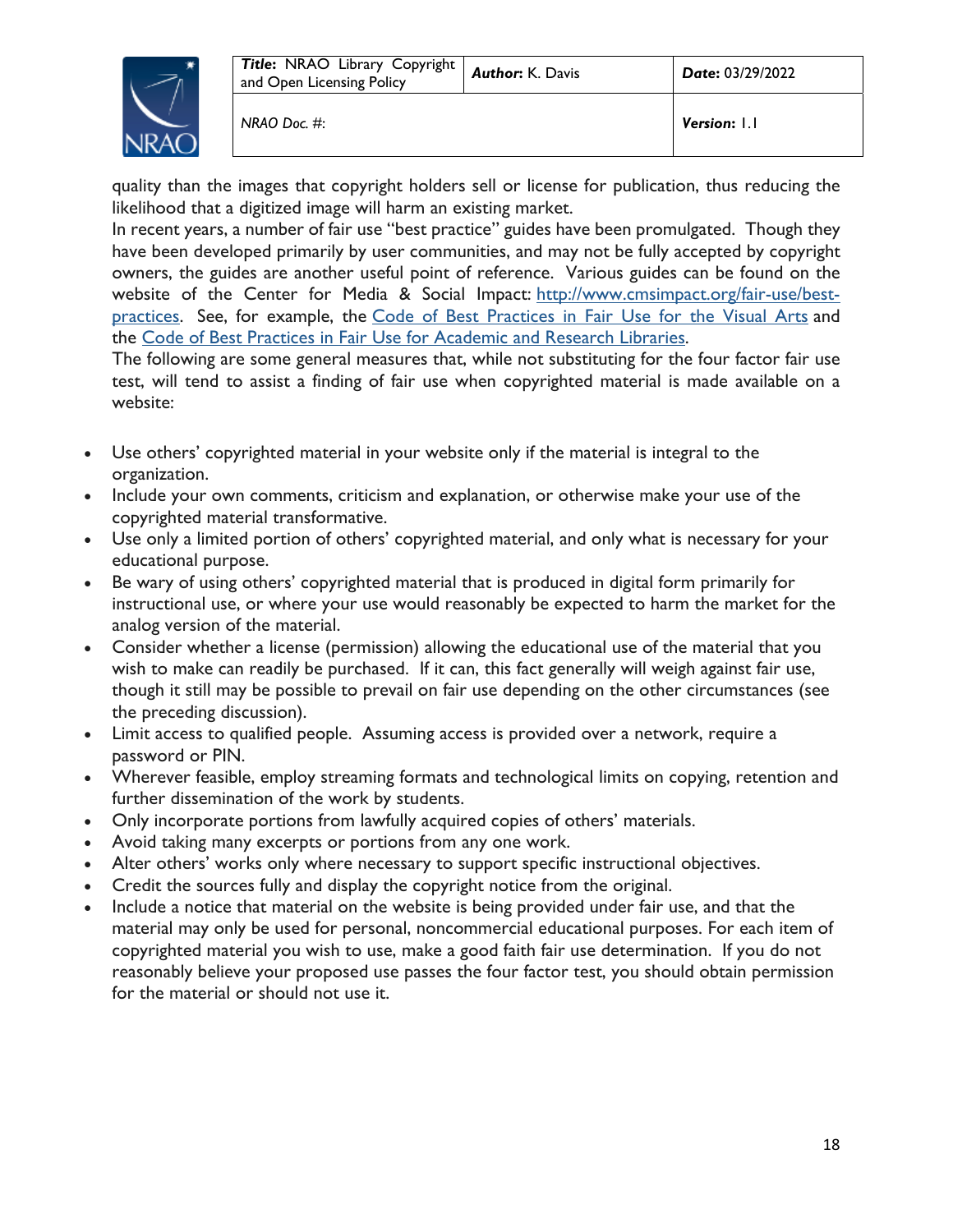quality than the images that copyright holders sell or license for publication, thus reducing the likelihood that a digitized image will harm an existing market.

In recent years, a number of fair use "best practice" guides have been promulgated. Though they have been developed primarily by user communities, and may not be fully accepted by copyright owners, the guides are another useful point of reference. Various guides can be found on the website of the Center for Media & Social Impact: [http://www.cmsimpact.org/fair-use/best-practices](http://www.cmsimpact.org/fair-use/best-practices). See, for example, the Code of Best Practices in Fair Use for the Visual Arts and the Code of Best Practices in Fair Use for Academic and Research Libraries.

The following are some general measures that, while not substituting for the four factor fair use test, will tend to assist a finding of fair use when copyrighted material is made available on a website:

- Use others' copyrighted material in your website only if the material is integral to the organization.
- Include your own comments, criticism and explanation, or otherwise make your use of the copyrighted material transformative.
- Use only a limited portion of others' copyrighted material, and only what is necessary for your educational purpose.
- Be wary of using others' copyrighted material that is produced in digital form primarily for instructional use, or where your use would reasonably be expected to harm the market for the analog version of the material.
- Consider whether a license (permission) allowing the educational use of the material that you wish to make can readily be purchased. If it can, this fact generally will weigh against fair use, though it still may be possible to prevail on fair use depending on the other circumstances (see the preceding discussion).
- Limit access to qualified people. Assuming access is provided over a network, require a password or PIN.
- Wherever feasible, employ streaming formats and technological limits on copying, retention and further dissemination of the work by students.
- Only incorporate portions from lawfully acquired copies of others' materials.
- Avoid taking many excerpts or portions from any one work.
- Alter others' works only where necessary to support specific instructional objectives.
- Credit the sources fully and display the copyright notice from the original.
- Include a notice that material on the website is being provided under fair use, and that the material may only be used for personal, noncommercial educational purposes. For each item of copyrighted material you wish to use, make a good faith fair use determination. If you do not reasonably believe your proposed use passes the four factor test, you should obtain permission for the material or should not use it.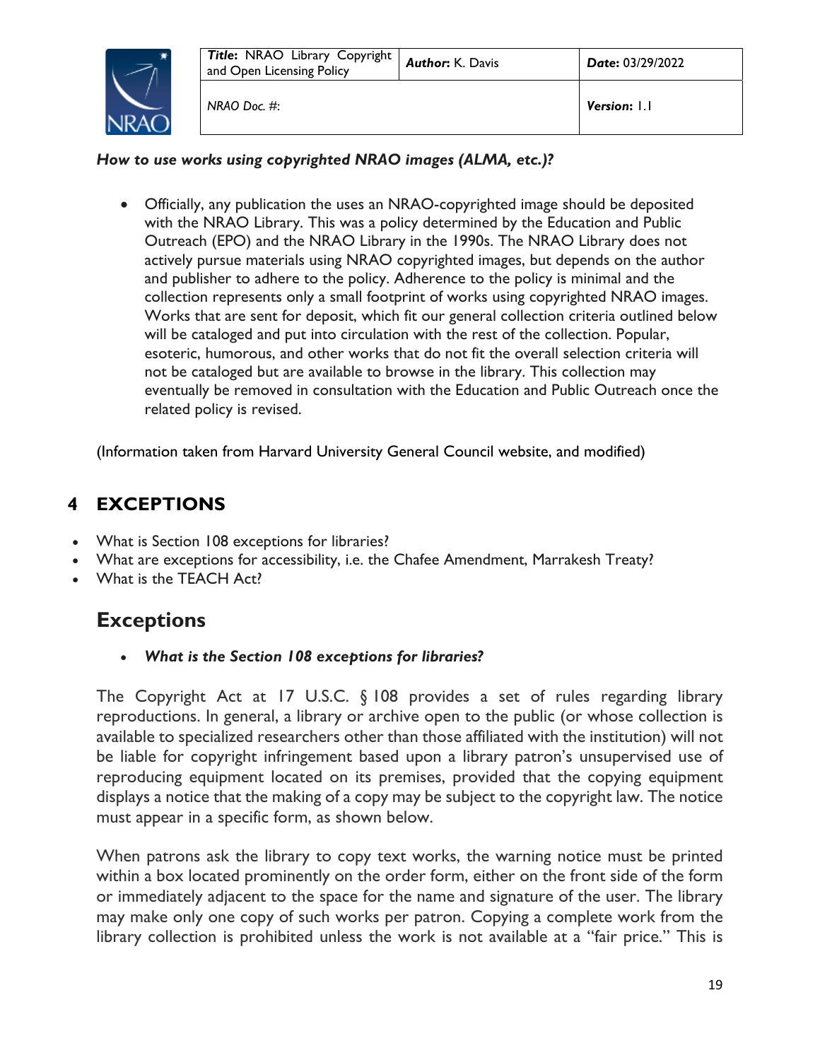*How to use works using copyrighted NRAO images (ALMA, etc.)?*

- Officially, any publication the uses an NRAO-copyrighted image should be deposited with the NRAO Library. This was a policy determined by the Education and Public Outreach (EPO) and the NRAO Library in the 1990s. The NRAO Library does not actively pursue materials using NRAO copyrighted images, but depends on the author and publisher to adhere to the policy. Adherence to the policy is minimal and the collection represents only a small footprint of works using copyrighted NRAO images. Works that are sent for deposit, which fit our general collection criteria outlined below will be cataloged and put into circulation with the rest of the collection. Popular, esoteric, humorous, and other works that do not fit the overall selection criteria will not be cataloged but are available to browse in the library. This collection may eventually be removed in consultation with the Education and Public Outreach once the related policy is revised.

(Information taken from Harvard University General Council website, and modified)

# 4 EXCEPTIONS

- What is Section 108 exceptions for libraries?
- What are exceptions for accessibility, i.e. the Chafee Amendment, Marrakesh Treaty?
- What is the TEACH Act?

## Exceptions

- ***What is the Section 108 exceptions for libraries?***

The Copyright Act at 17 U.S.C. § 108 provides a set of rules regarding library reproductions. In general, a library or archive open to the public (or whose collection is available to specialized researchers other than those affiliated with the institution) will not be liable for copyright infringement based upon a library patron's unsupervised use of reproducing equipment located on its premises, provided that the copying equipment displays a notice that the making of a copy may be subject to the copyright law. The notice must appear in a specific form, as shown below.

When patrons ask the library to copy text works, the warning notice must be printed within a box located prominently on the order form, either on the front side of the form or immediately adjacent to the space for the name and signature of the user. The library may make only one copy of such works per patron. Copying a complete work from the library collection is prohibited unless the work is not available at a "fair price." This is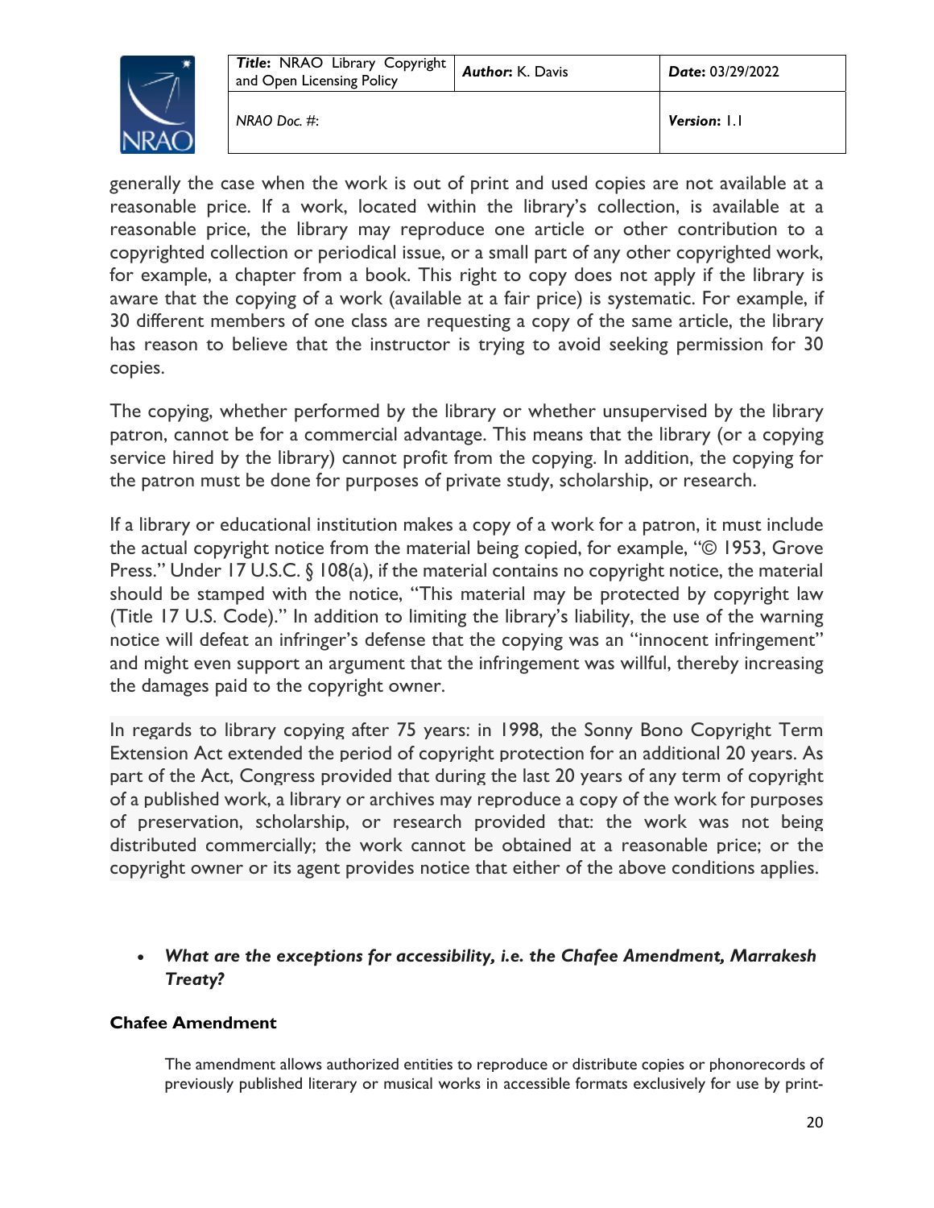generally the case when the work is out of print and used copies are not available at a reasonable price. If a work, located within the library's collection, is available at a reasonable price, the library may reproduce one article or other contribution to a copyrighted collection or periodical issue, or a small part of any other copyrighted work, for example, a chapter from a book. This right to copy does not apply if the library is aware that the copying of a work (available at a fair price) is systematic. For example, if 30 different members of one class are requesting a copy of the same article, the library has reason to believe that the instructor is trying to avoid seeking permission for 30 copies.

The copying, whether performed by the library or whether unsupervised by the library patron, cannot be for a commercial advantage. This means that the library (or a copying service hired by the library) cannot profit from the copying. In addition, the copying for the patron must be done for purposes of private study, scholarship, or research.

If a library or educational institution makes a copy of a work for a patron, it must include the actual copyright notice from the material being copied, for example, "© 1953, Grove Press." Under 17 U.S.C. § 108(a), if the material contains no copyright notice, the material should be stamped with the notice, "This material may be protected by copyright law (Title 17 U.S. Code)." In addition to limiting the library's liability, the use of the warning notice will defeat an infringer's defense that the copying was an "innocent infringement" and might even support an argument that the infringement was willful, thereby increasing the damages paid to the copyright owner.

In regards to library copying after 75 years: in 1998, the Sonny Bono Copyright Term Extension Act extended the period of copyright protection for an additional 20 years. As part of the Act, Congress provided that during the last 20 years of any term of copyright of a published work, a library or archives may reproduce a copy of the work for purposes of preservation, scholarship, or research provided that: the work was not being distributed commercially; the work cannot be obtained at a reasonable price; or the copyright owner or its agent provides notice that either of the above conditions applies.

- ***What are the exceptions for accessibility, i.e. the Chafee Amendment, Marrakesh Treaty?***

**Chafee Amendment**

The amendment allows authorized entities to reproduce or distribute copies or phonorecords of previously published literary or musical works in accessible formats exclusively for use by print-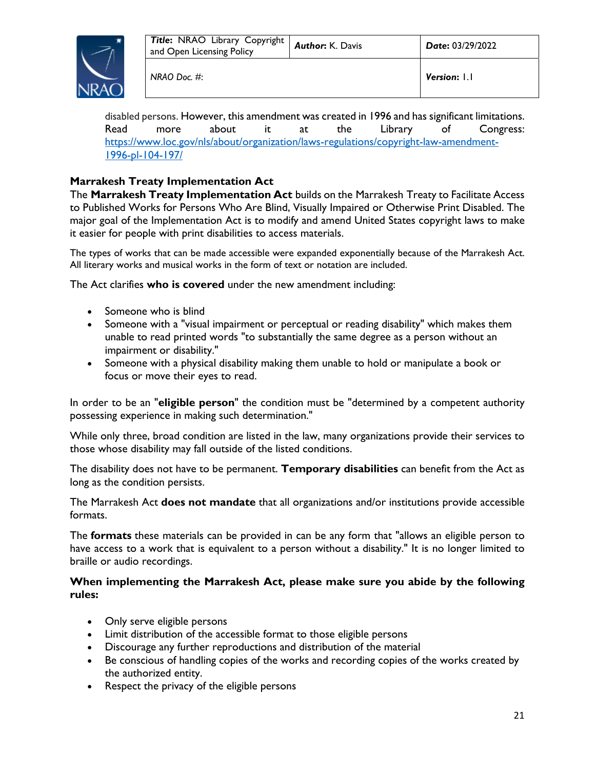disabled persons. However, this amendment was created in 1996 and has significant limitations. Read more about it at the Library of Congress: [https://www.loc.gov/nls/about/organization/laws-regulations/copyright-law-amendment-1996-pl-104-197/](https://www.loc.gov/nls/about/organization/laws-regulations/copyright-law-amendment-1996-pl-104-197/)

### Marrakesh Treaty Implementation Act

The **Marrakesh Treaty Implementation Act** builds on the Marrakesh Treaty to Facilitate Access to Published Works for Persons Who Are Blind, Visually Impaired or Otherwise Print Disabled. The major goal of the Implementation Act is to modify and amend United States copyright laws to make it easier for people with print disabilities to access materials.

The types of works that can be made accessible were expanded exponentially because of the Marrakesh Act. All literary works and musical works in the form of text or notation are included.

The Act clarifies **who is covered** under the new amendment including:

- Someone who is blind
- Someone with a "visual impairment or perceptual or reading disability" which makes them unable to read printed words "to substantially the same degree as a person without an impairment or disability."
- Someone with a physical disability making them unable to hold or manipulate a book or focus or move their eyes to read.

In order to be an "**eligible person**" the condition must be "determined by a competent authority possessing experience in making such determination."

While only three, broad condition are listed in the law, many organizations provide their services to those whose disability may fall outside of the listed conditions.

The disability does not have to be permanent. **Temporary disabilities** can benefit from the Act as long as the condition persists.

The Marrakesh Act **does not mandate** that all organizations and/or institutions provide accessible formats.

The **formats** these materials can be provided in can be any form that "allows an eligible person to have access to a work that is equivalent to a person without a disability." It is no longer limited to braille or audio recordings.

**When implementing the Marrakesh Act, please make sure you abide by the following rules:**

- Only serve eligible persons
- Limit distribution of the accessible format to those eligible persons
- Discourage any further reproductions and distribution of the material
- Be conscious of handling copies of the works and recording copies of the works created by the authorized entity.
- Respect the privacy of the eligible persons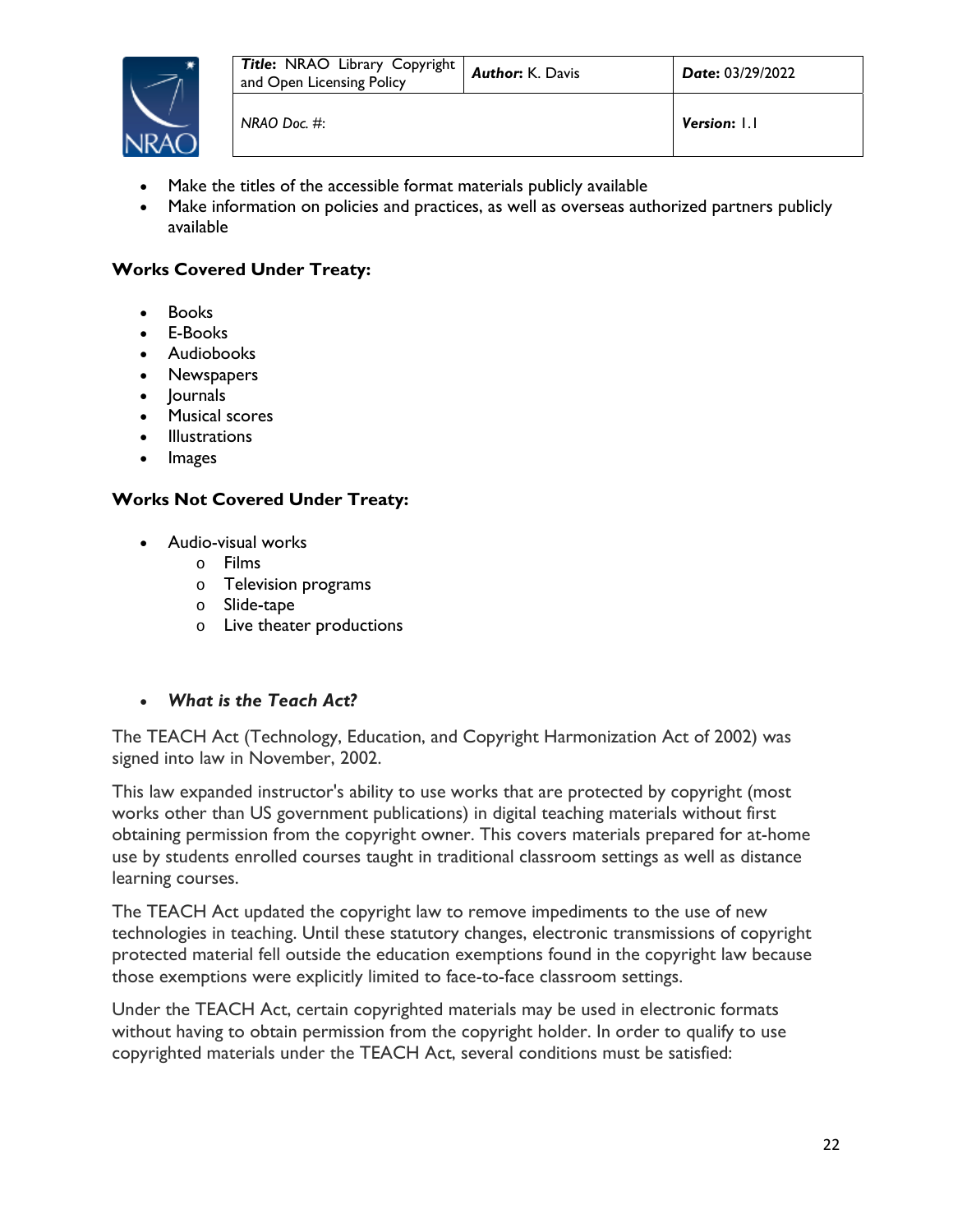- Make the titles of the accessible format materials publicly available
- Make information on policies and practices, as well as overseas authorized partners publicly available

**Works Covered Under Treaty:**

- Books
- E-Books
- Audiobooks
- Newspapers
- Journals
- Musical scores
- Illustrations
- Images

**Works Not Covered Under Treaty:**

- Audio-visual works
  - Films
  - Television programs
  - Slide-tape
  - Live theater productions

- ***What is the Teach Act?***

The TEACH Act (Technology, Education, and Copyright Harmonization Act of 2002) was signed into law in November, 2002.

This law expanded instructor's ability to use works that are protected by copyright (most works other than US government publications) in digital teaching materials without first obtaining permission from the copyright owner. This covers materials prepared for at-home use by students enrolled courses taught in traditional classroom settings as well as distance learning courses.

The TEACH Act updated the copyright law to remove impediments to the use of new technologies in teaching. Until these statutory changes, electronic transmissions of copyright protected material fell outside the education exemptions found in the copyright law because those exemptions were explicitly limited to face-to-face classroom settings.

Under the TEACH Act, certain copyrighted materials may be used in electronic formats without having to obtain permission from the copyright holder. In order to qualify to use copyrighted materials under the TEACH Act, several conditions must be satisfied: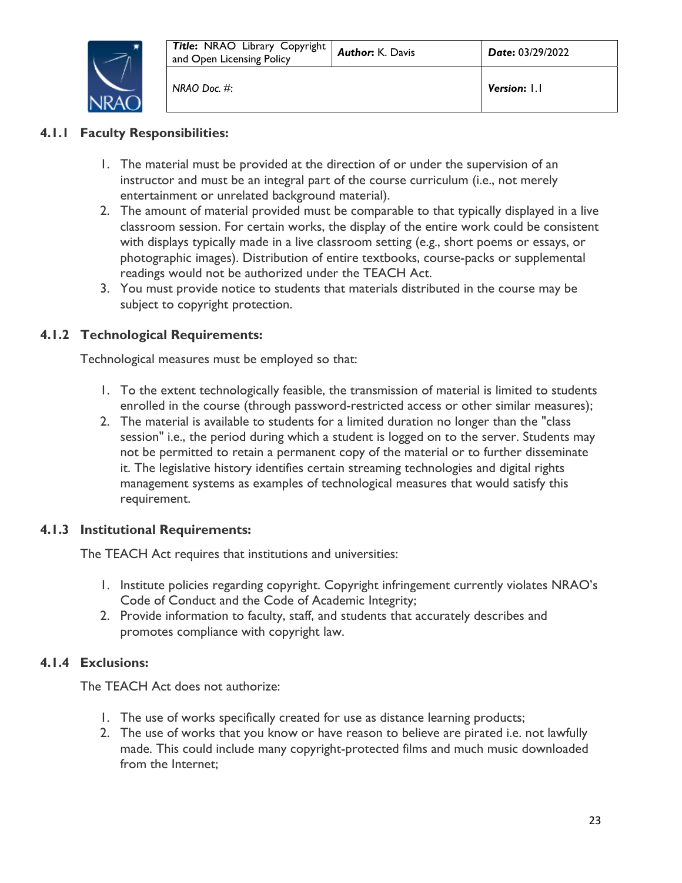### 4.1.1 Faculty Responsibilities:

1. The material must be provided at the direction of or under the supervision of an instructor and must be an integral part of the course curriculum (i.e., not merely entertainment or unrelated background material).
2. The amount of material provided must be comparable to that typically displayed in a live classroom session. For certain works, the display of the entire work could be consistent with displays typically made in a live classroom setting (e.g., short poems or essays, or photographic images). Distribution of entire textbooks, course-packs or supplemental readings would not be authorized under the TEACH Act.
3. You must provide notice to students that materials distributed in the course may be subject to copyright protection.

### 4.1.2 Technological Requirements:

Technological measures must be employed so that:

1. To the extent technologically feasible, the transmission of material is limited to students enrolled in the course (through password-restricted access or other similar measures);
2. The material is available to students for a limited duration no longer than the "class session" i.e., the period during which a student is logged on to the server. Students may not be permitted to retain a permanent copy of the material or to further disseminate it. The legislative history identifies certain streaming technologies and digital rights management systems as examples of technological measures that would satisfy this requirement.

### 4.1.3 Institutional Requirements:

The TEACH Act requires that institutions and universities:

1. Institute policies regarding copyright. Copyright infringement currently violates NRAO's Code of Conduct and the Code of Academic Integrity;
2. Provide information to faculty, staff, and students that accurately describes and promotes compliance with copyright law.

### 4.1.4 Exclusions:

The TEACH Act does not authorize:

1. The use of works specifically created for use as distance learning products;
2. The use of works that you know or have reason to believe are pirated i.e. not lawfully made. This could include many copyright-protected films and much music downloaded from the Internet;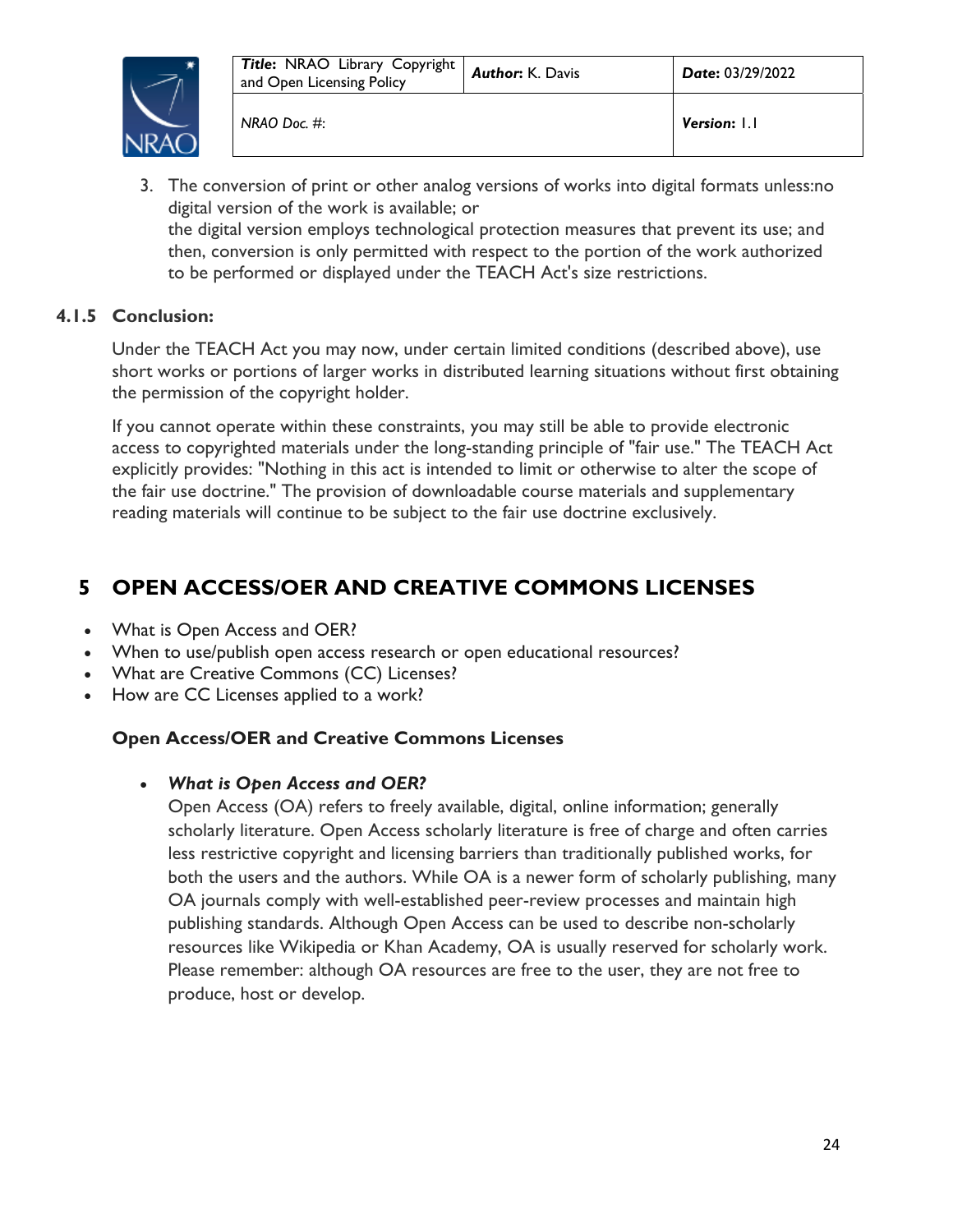3. The conversion of print or other analog versions of works into digital formats unless:no digital version of the work is available; or
   the digital version employs technological protection measures that prevent its use; and then, conversion is only permitted with respect to the portion of the work authorized to be performed or displayed under the TEACH Act's size restrictions.

### 4.1.5 Conclusion:

Under the TEACH Act you may now, under certain limited conditions (described above), use short works or portions of larger works in distributed learning situations without first obtaining the permission of the copyright holder.

If you cannot operate within these constraints, you may still be able to provide electronic access to copyrighted materials under the long-standing principle of "fair use." The TEACH Act explicitly provides: "Nothing in this act is intended to limit or otherwise to alter the scope of the fair use doctrine." The provision of downloadable course materials and supplementary reading materials will continue to be subject to the fair use doctrine exclusively.

# 5 OPEN ACCESS/OER AND CREATIVE COMMONS LICENSES

- What is Open Access and OER?
- When to use/publish open access research or open educational resources?
- What are Creative Commons (CC) Licenses?
- How are CC Licenses applied to a work?

**Open Access/OER and Creative Commons Licenses**

- ***What is Open Access and OER?***
  Open Access (OA) refers to freely available, digital, online information; generally scholarly literature. Open Access scholarly literature is free of charge and often carries less restrictive copyright and licensing barriers than traditionally published works, for both the users and the authors. While OA is a newer form of scholarly publishing, many OA journals comply with well-established peer-review processes and maintain high publishing standards. Although Open Access can be used to describe non-scholarly resources like Wikipedia or Khan Academy, OA is usually reserved for scholarly work. Please remember: although OA resources are free to the user, they are not free to produce, host or develop.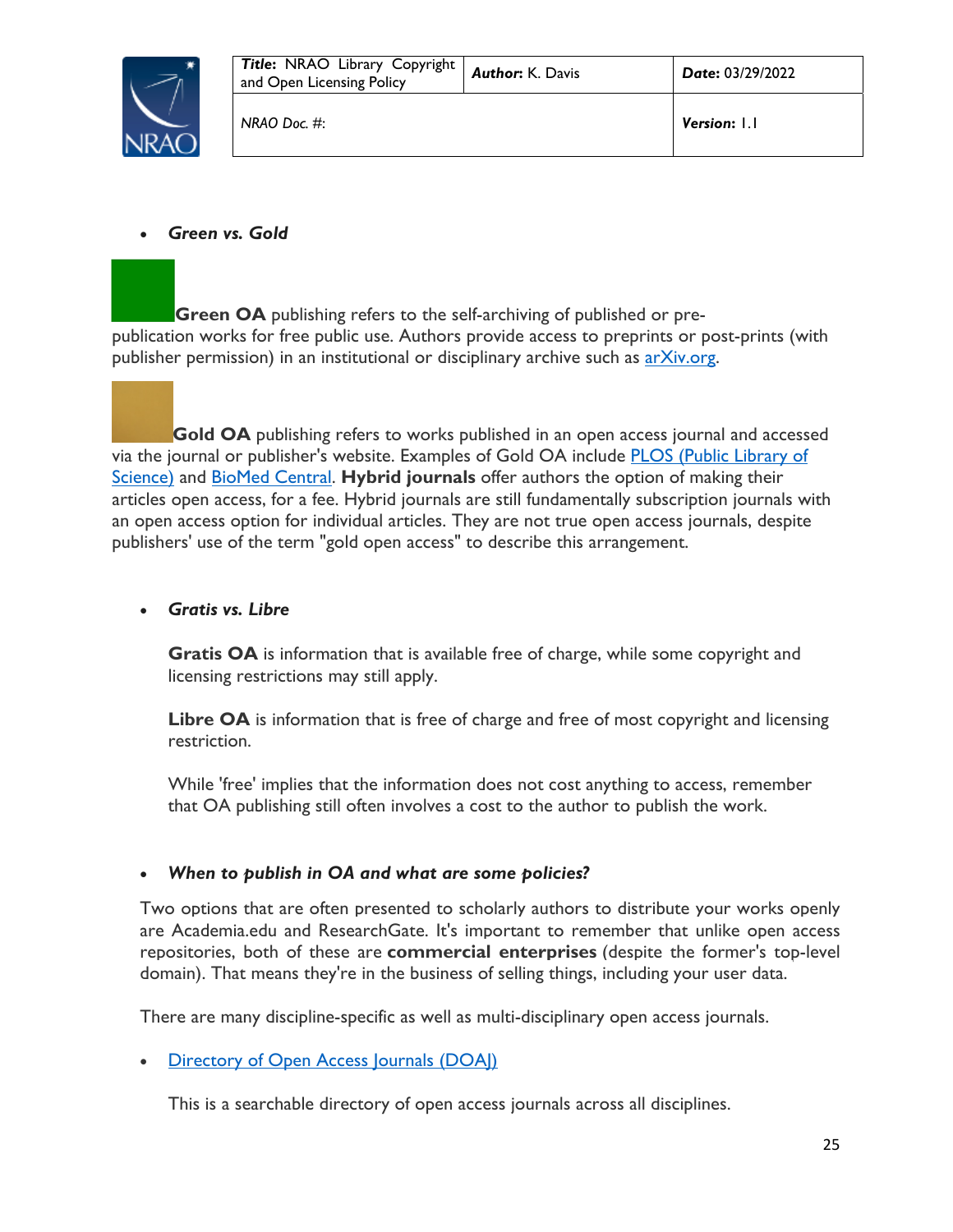- ***Green vs. Gold***

**Green OA** publishing refers to the self-archiving of published or pre-publication works for free public use. Authors provide access to preprints or post-prints (with publisher permission) in an institutional or disciplinary archive such as [arXiv.org](arXiv.org).

**Gold OA** publishing refers to works published in an open access journal and accessed via the journal or publisher's website. Examples of Gold OA include [PLOS (Public Library of Science)]() and [BioMed Central](). **Hybrid journals** offer authors the option of making their articles open access, for a fee. Hybrid journals are still fundamentally subscription journals with an open access option for individual articles. They are not true open access journals, despite publishers' use of the term "gold open access" to describe this arrangement.

- ***Gratis vs. Libre***

  **Gratis OA** is information that is available free of charge, while some copyright and licensing restrictions may still apply.

  **Libre OA** is information that is free of charge and free of most copyright and licensing restriction.

  While 'free' implies that the information does not cost anything to access, remember that OA publishing still often involves a cost to the author to publish the work.

- ***When to publish in OA and what are some policies?***

Two options that are often presented to scholarly authors to distribute your works openly are Academia.edu and ResearchGate. It's important to remember that unlike open access repositories, both of these are **commercial enterprises** (despite the former's top-level domain). That means they're in the business of selling things, including your user data.

There are many discipline-specific as well as multi-disciplinary open access journals.

- [Directory of Open Access Journals (DOAJ)]()

  This is a searchable directory of open access journals across all disciplines.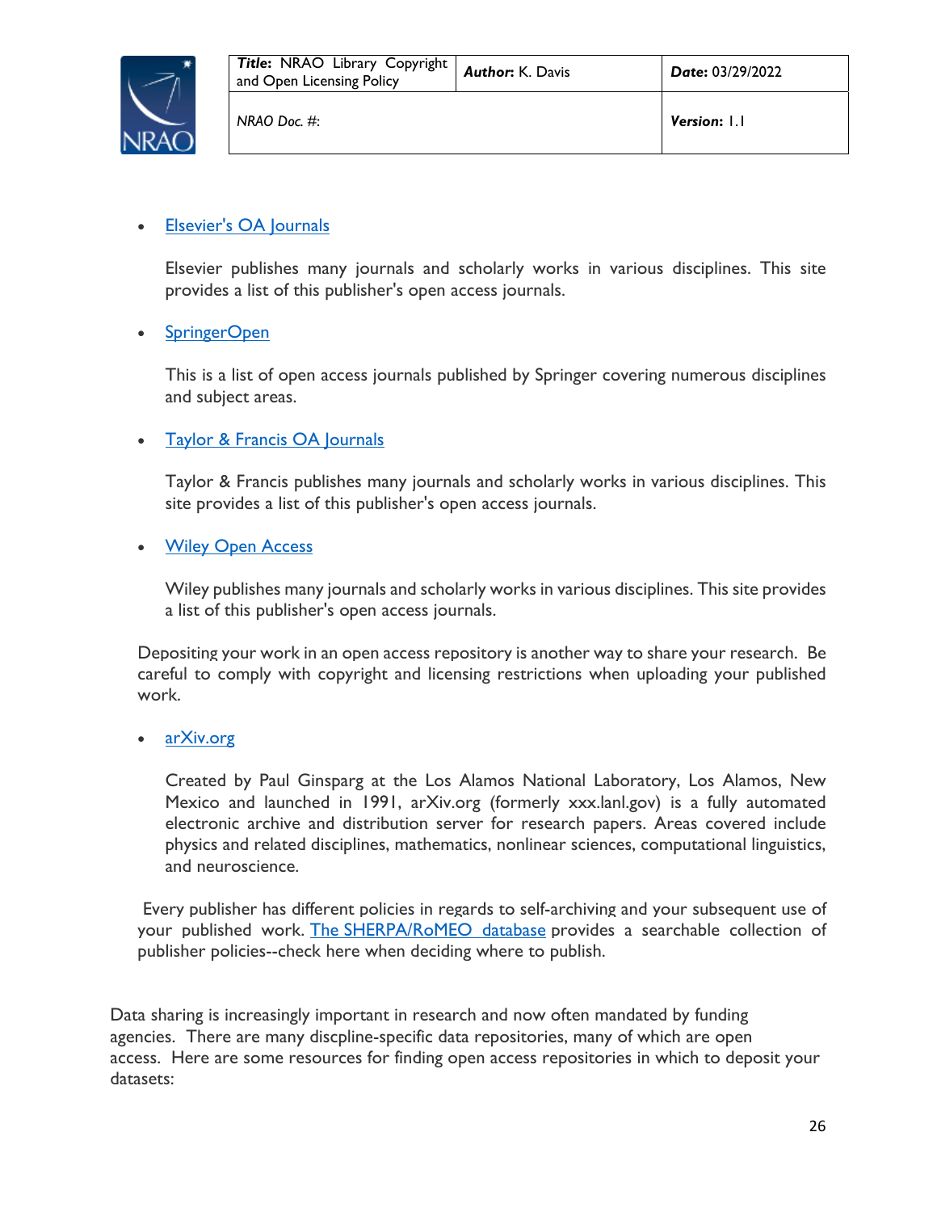- Elsevier's OA Journals

  Elsevier publishes many journals and scholarly works in various disciplines. This site provides a list of this publisher's open access journals.

- SpringerOpen

  This is a list of open access journals published by Springer covering numerous disciplines and subject areas.

- Taylor & Francis OA Journals

  Taylor & Francis publishes many journals and scholarly works in various disciplines. This site provides a list of this publisher's open access journals.

- Wiley Open Access

  Wiley publishes many journals and scholarly works in various disciplines. This site provides a list of this publisher's open access journals.

Depositing your work in an open access repository is another way to share your research. Be careful to comply with copyright and licensing restrictions when uploading your published work.

- arXiv.org

  Created by Paul Ginsparg at the Los Alamos National Laboratory, Los Alamos, New Mexico and launched in 1991, arXiv.org (formerly xxx.lanl.gov) is a fully automated electronic archive and distribution server for research papers. Areas covered include physics and related disciplines, mathematics, nonlinear sciences, computational linguistics, and neuroscience.

Every publisher has different policies in regards to self-archiving and your subsequent use of your published work. The SHERPA/RoMEO database provides a searchable collection of publisher policies--check here when deciding where to publish.

Data sharing is increasingly important in research and now often mandated by funding agencies. There are many discpline-specific data repositories, many of which are open access. Here are some resources for finding open access repositories in which to deposit your datasets: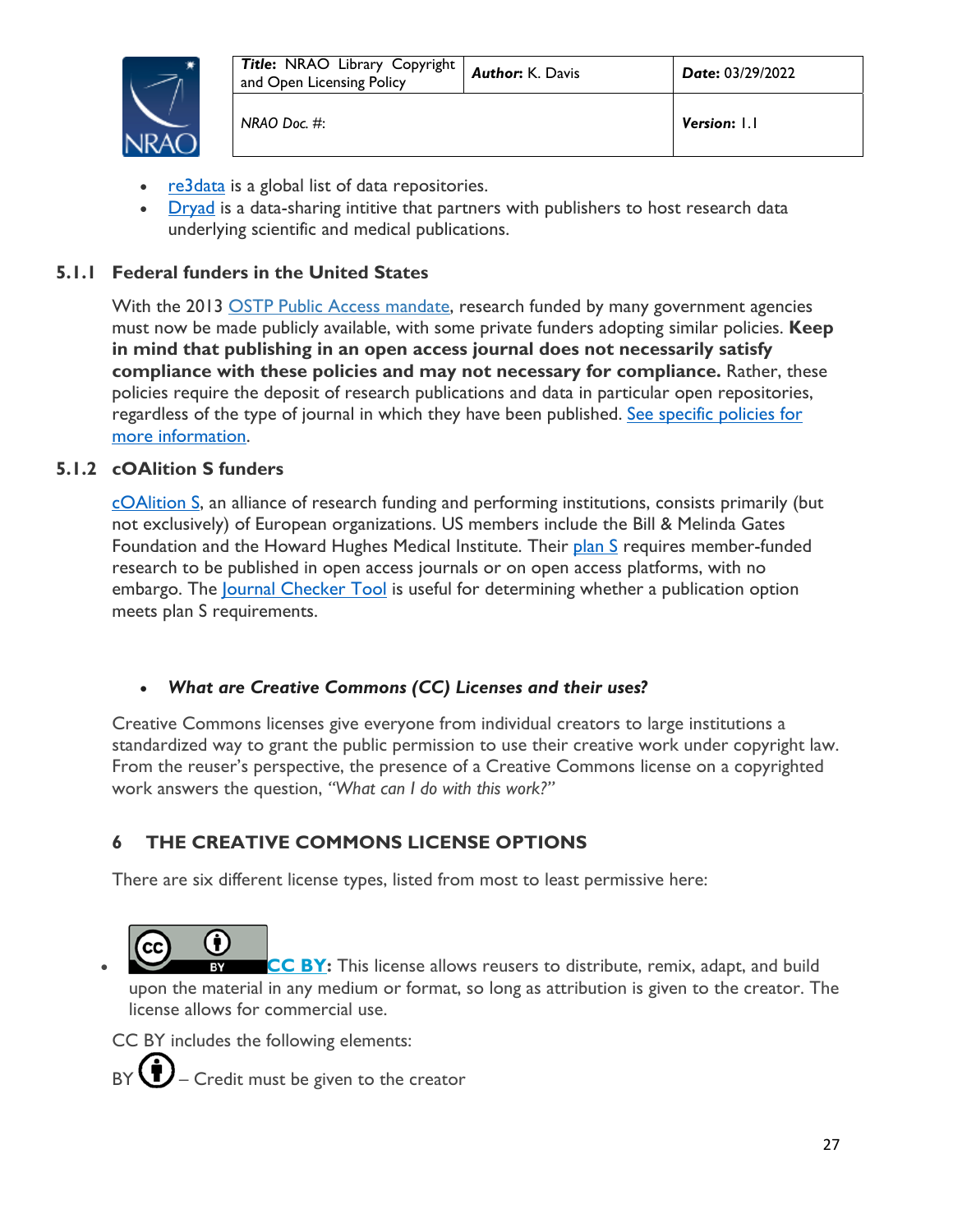- re3data is a global list of data repositories.
- Dryad is a data-sharing intitive that partners with publishers to host research data underlying scientific and medical publications.

### 5.1.1 Federal funders in the United States

With the 2013 OSTP Public Access mandate, research funded by many government agencies must now be made publicly available, with some private funders adopting similar policies. **Keep in mind that publishing in an open access journal does not necessarily satisfy compliance with these policies and may not necessary for compliance.** Rather, these policies require the deposit of research publications and data in particular open repositories, regardless of the type of journal in which they have been published. See specific policies for more information.

### 5.1.2 cOAlition S funders

cOAlition S, an alliance of research funding and performing institutions, consists primarily (but not exclusively) of European organizations. US members include the Bill & Melinda Gates Foundation and the Howard Hughes Medical Institute. Their plan S requires member-funded research to be published in open access journals or on open access platforms, with no embargo. The Journal Checker Tool is useful for determining whether a publication option meets plan S requirements.

- ***What are Creative Commons (CC) Licenses and their uses?***

Creative Commons licenses give everyone from individual creators to large institutions a standardized way to grant the public permission to use their creative work under copyright law. From the reuser's perspective, the presence of a Creative Commons license on a copyrighted work answers the question, *"What can I do with this work?"*

## 6 THE CREATIVE COMMONS LICENSE OPTIONS

There are six different license types, listed from most to least permissive here:

- **CC BY:** This license allows reusers to distribute, remix, adapt, and build upon the material in any medium or format, so long as attribution is given to the creator. The license allows for commercial use.

CC BY includes the following elements:

BY – Credit must be given to the creator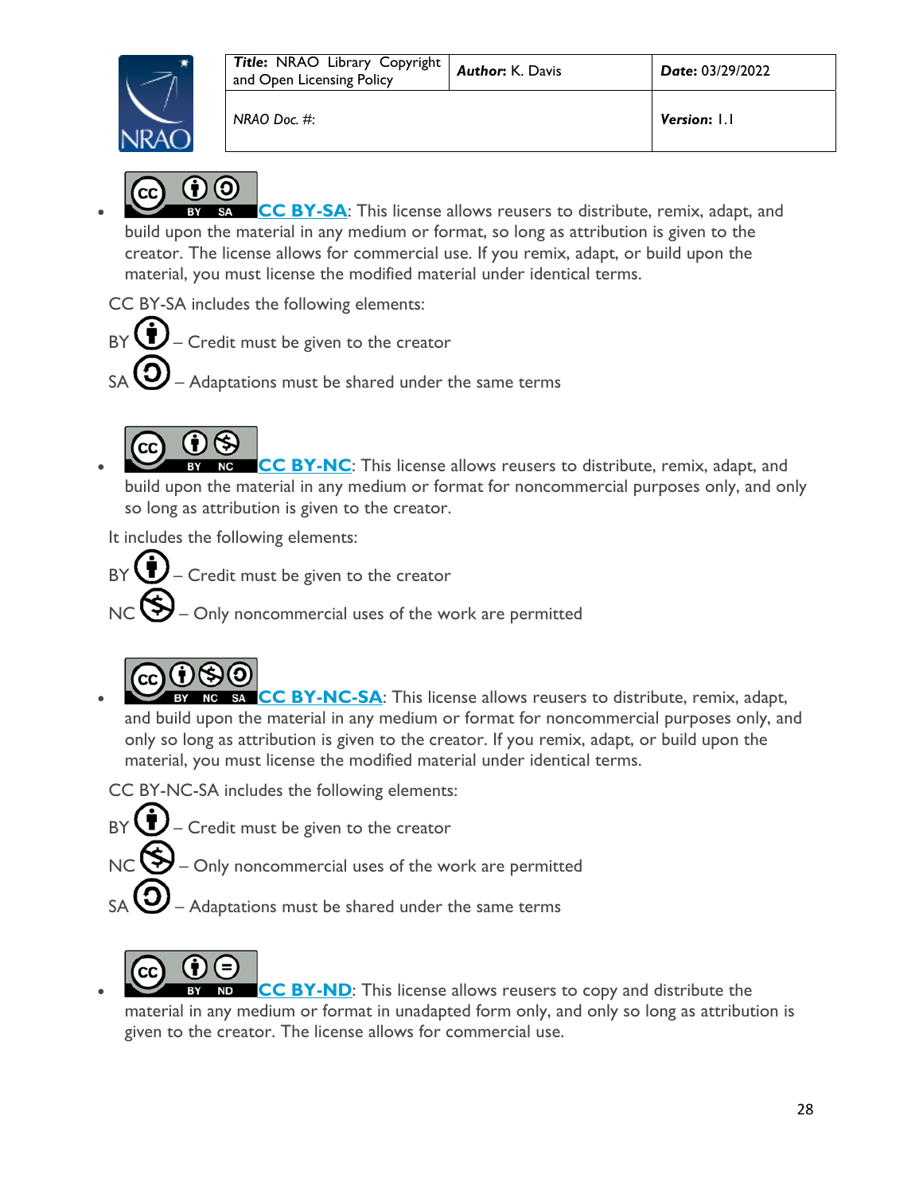- **CC BY-SA**: This license allows reusers to distribute, remix, adapt, and build upon the material in any medium or format, so long as attribution is given to the creator. The license allows for commercial use. If you remix, adapt, or build upon the material, you must license the modified material under identical terms.

CC BY-SA includes the following elements:

BY – Credit must be given to the creator

SA – Adaptations must be shared under the same terms

- **CC BY-NC**: This license allows reusers to distribute, remix, adapt, and build upon the material in any medium or format for noncommercial purposes only, and only so long as attribution is given to the creator.

It includes the following elements:

BY – Credit must be given to the creator

NC – Only noncommercial uses of the work are permitted

- **CC BY-NC-SA**: This license allows reusers to distribute, remix, adapt, and build upon the material in any medium or format for noncommercial purposes only, and only so long as attribution is given to the creator. If you remix, adapt, or build upon the material, you must license the modified material under identical terms.

CC BY-NC-SA includes the following elements:

BY – Credit must be given to the creator

NC – Only noncommercial uses of the work are permitted

SA – Adaptations must be shared under the same terms

- **CC BY-ND**: This license allows reusers to copy and distribute the material in any medium or format in unadapted form only, and only so long as attribution is given to the creator. The license allows for commercial use.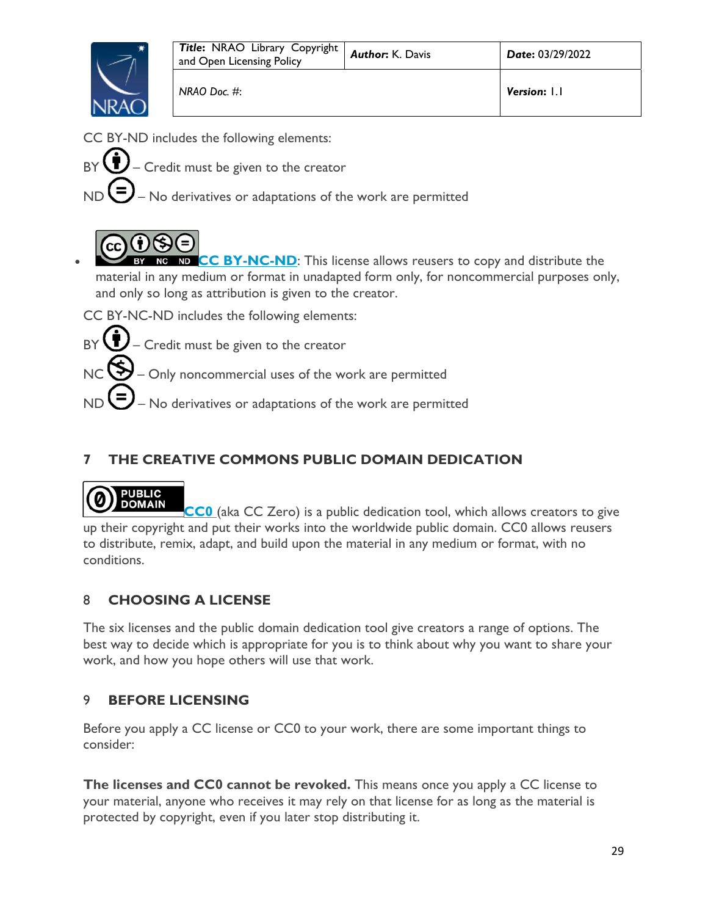CC BY-ND includes the following elements:

BY – Credit must be given to the creator

ND – No derivatives or adaptations of the work are permitted

- **CC BY-NC-ND**: This license allows reusers to copy and distribute the material in any medium or format in unadapted form only, for noncommercial purposes only, and only so long as attribution is given to the creator.

CC BY-NC-ND includes the following elements:

BY – Credit must be given to the creator

NC – Only noncommercial uses of the work are permitted

ND – No derivatives or adaptations of the work are permitted

## 7 THE CREATIVE COMMONS PUBLIC DOMAIN DEDICATION

**CC0** (aka CC Zero) is a public dedication tool, which allows creators to give up their copyright and put their works into the worldwide public domain. CC0 allows reusers to distribute, remix, adapt, and build upon the material in any medium or format, with no conditions.

## 8 CHOOSING A LICENSE

The six licenses and the public domain dedication tool give creators a range of options. The best way to decide which is appropriate for you is to think about why you want to share your work, and how you hope others will use that work.

## 9 BEFORE LICENSING

Before you apply a CC license or CC0 to your work, there are some important things to consider:

**The licenses and CC0 cannot be revoked.** This means once you apply a CC license to your material, anyone who receives it may rely on that license for as long as the material is protected by copyright, even if you later stop distributing it.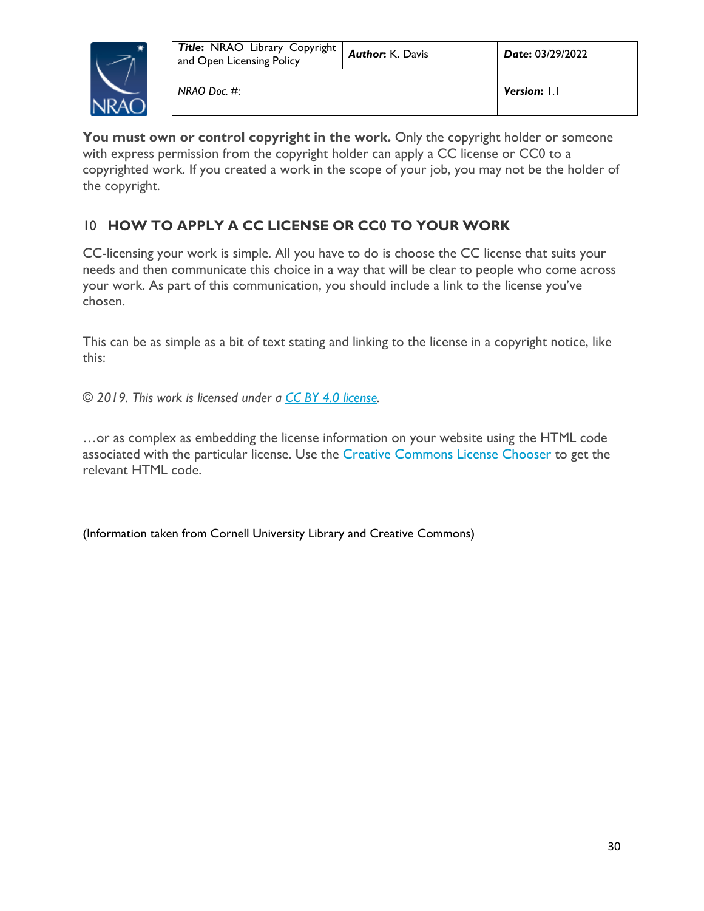**You must own or control copyright in the work.** Only the copyright holder or someone with express permission from the copyright holder can apply a CC license or CC0 to a copyrighted work. If you created a work in the scope of your job, you may not be the holder of the copyright.

## 10 HOW TO APPLY A CC LICENSE OR CC0 TO YOUR WORK

CC-licensing your work is simple. All you have to do is choose the CC license that suits your needs and then communicate this choice in a way that will be clear to people who come across your work. As part of this communication, you should include a link to the license you've chosen.

This can be as simple as a bit of text stating and linking to the license in a copyright notice, like this:

*© 2019. This work is licensed under a CC BY 4.0 license.*

…or as complex as embedding the license information on your website using the HTML code associated with the particular license. Use the Creative Commons License Chooser to get the relevant HTML code.

(Information taken from Cornell University Library and Creative Commons)